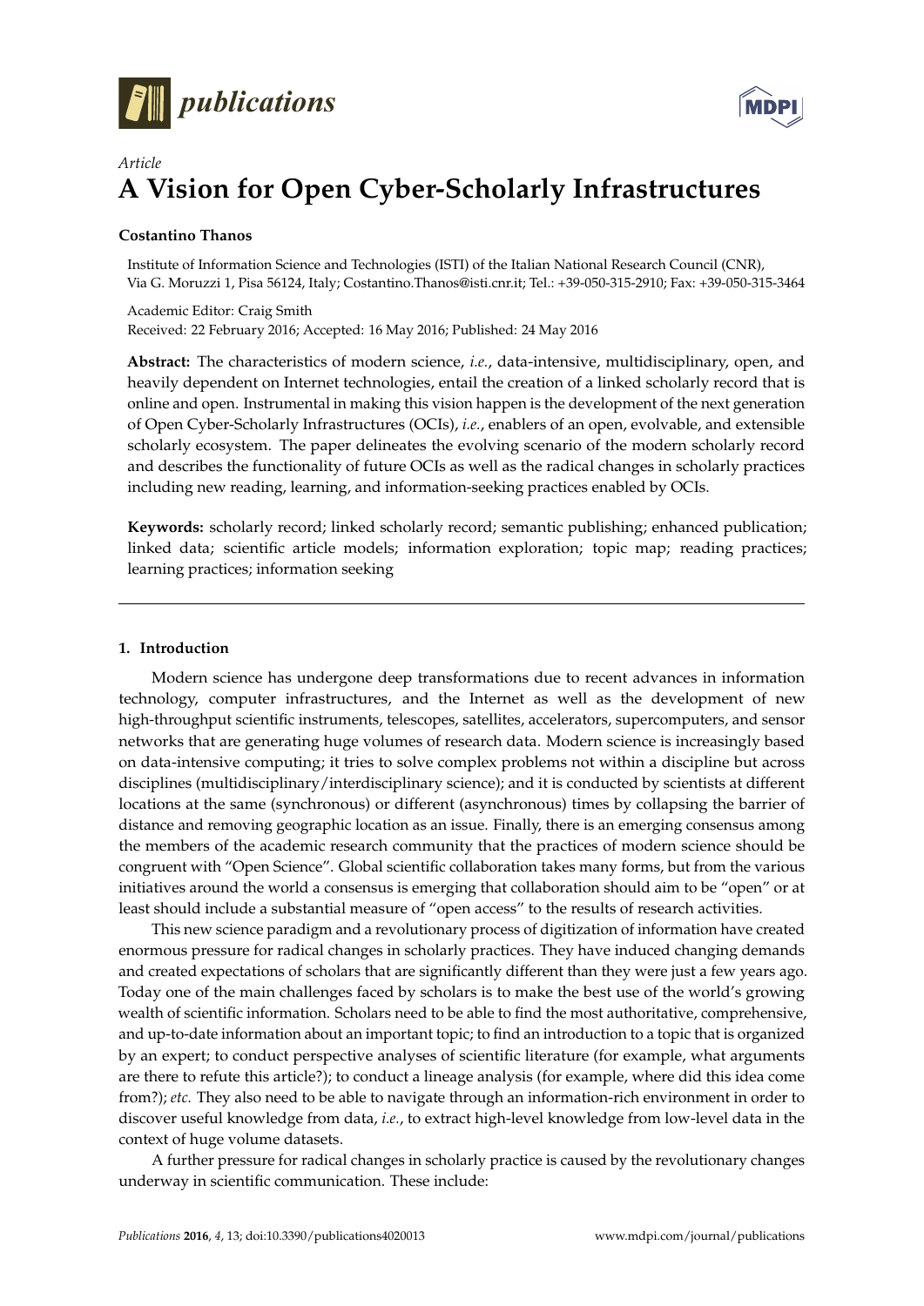*Article*

# A Vision for Open Cyber-Scholarly Infrastructures

**Costantino Thanos**

Institute of Information Science and Technologies (ISTI) of the Italian National Research Council (CNR), Via G. Moruzzi 1, Pisa 56124, Italy; Costantino.Thanos@isti.cnr.it; Tel.: +39-050-315-2910; Fax: +39-050-315-3464

Academic Editor: Craig Smith

Received: 22 February 2016; Accepted: 16 May 2016; Published: 24 May 2016

**Abstract:** The characteristics of modern science, *i.e.*, data-intensive, multidisciplinary, open, and heavily dependent on Internet technologies, entail the creation of a linked scholarly record that is online and open. Instrumental in making this vision happen is the development of the next generation of Open Cyber-Scholarly Infrastructures (OCIs), *i.e.*, enablers of an open, evolvable, and extensible scholarly ecosystem. The paper delineates the evolving scenario of the modern scholarly record and describes the functionality of future OCIs as well as the radical changes in scholarly practices including new reading, learning, and information-seeking practices enabled by OCIs.

**Keywords:** scholarly record; linked scholarly record; semantic publishing; enhanced publication; linked data; scientific article models; information exploration; topic map; reading practices; learning practices; information seeking

---

## 1. Introduction

Modern science has undergone deep transformations due to recent advances in information technology, computer infrastructures, and the Internet as well as the development of new high-throughput scientific instruments, telescopes, satellites, accelerators, supercomputers, and sensor networks that are generating huge volumes of research data. Modern science is increasingly based on data-intensive computing; it tries to solve complex problems not within a discipline but across disciplines (multidisciplinary/interdisciplinary science); and it is conducted by scientists at different locations at the same (synchronous) or different (asynchronous) times by collapsing the barrier of distance and removing geographic location as an issue. Finally, there is an emerging consensus among the members of the academic research community that the practices of modern science should be congruent with "Open Science". Global scientific collaboration takes many forms, but from the various initiatives around the world a consensus is emerging that collaboration should aim to be "open" or at least should include a substantial measure of "open access" to the results of research activities.

This new science paradigm and a revolutionary process of digitization of information have created enormous pressure for radical changes in scholarly practices. They have induced changing demands and created expectations of scholars that are significantly different than they were just a few years ago. Today one of the main challenges faced by scholars is to make the best use of the world's growing wealth of scientific information. Scholars need to be able to find the most authoritative, comprehensive, and up-to-date information about an important topic; to find an introduction to a topic that is organized by an expert; to conduct perspective analyses of scientific literature (for example, what arguments are there to refute this article?); to conduct a lineage analysis (for example, where did this idea come from?); *etc.* They also need to be able to navigate through an information-rich environment in order to discover useful knowledge from data, *i.e.*, to extract high-level knowledge from low-level data in the context of huge volume datasets.

A further pressure for radical changes in scholarly practice is caused by the revolutionary changes underway in scientific communication. These include: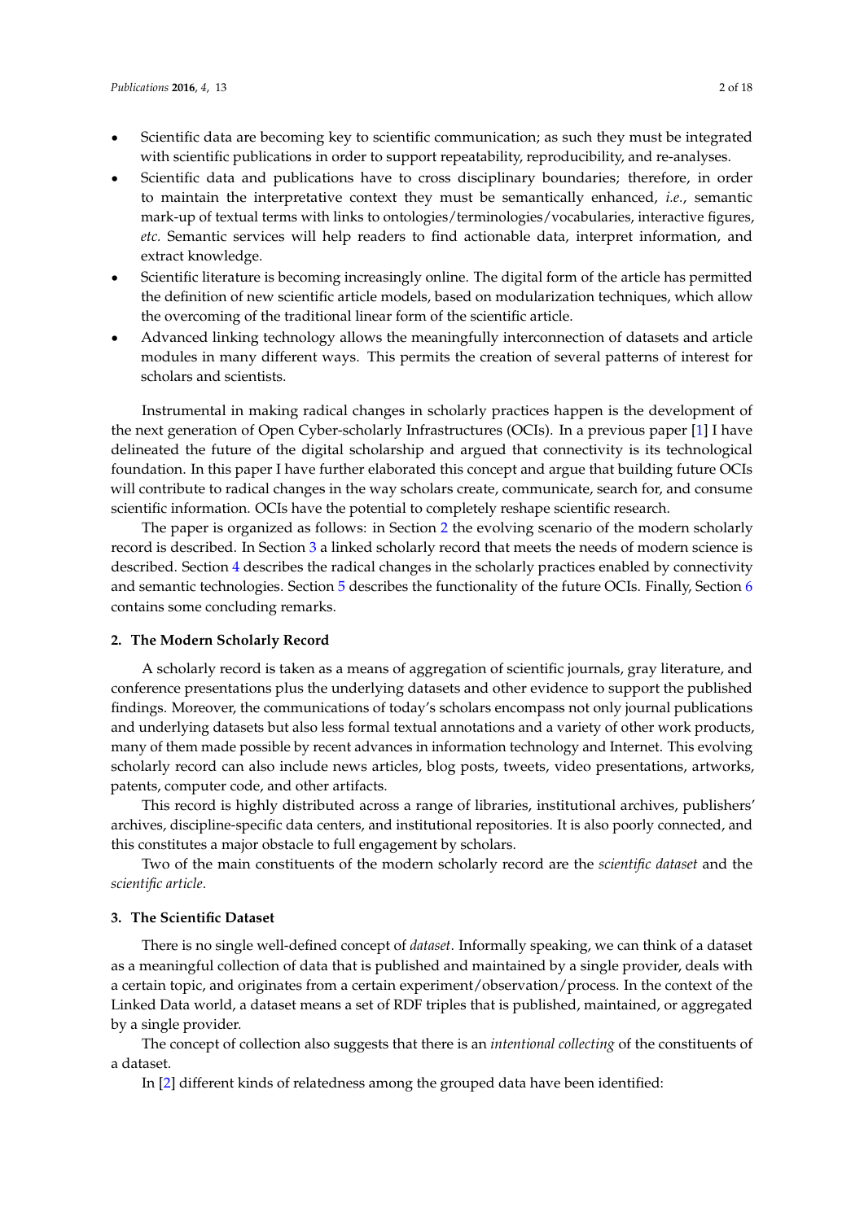- Scientific data are becoming key to scientific communication; as such they must be integrated with scientific publications in order to support repeatability, reproducibility, and re-analyses.
- Scientific data and publications have to cross disciplinary boundaries; therefore, in order to maintain the interpretative context they must be semantically enhanced, *i.e.*, semantic mark-up of textual terms with links to ontologies/terminologies/vocabularies, interactive figures, *etc.* Semantic services will help readers to find actionable data, interpret information, and extract knowledge.
- Scientific literature is becoming increasingly online. The digital form of the article has permitted the definition of new scientific article models, based on modularization techniques, which allow the overcoming of the traditional linear form of the scientific article.
- Advanced linking technology allows the meaningfully interconnection of datasets and article modules in many different ways. This permits the creation of several patterns of interest for scholars and scientists.

Instrumental in making radical changes in scholarly practices happen is the development of the next generation of Open Cyber-scholarly Infrastructures (OCIs). In a previous paper [1] I have delineated the future of the digital scholarship and argued that connectivity is its technological foundation. In this paper I have further elaborated this concept and argue that building future OCIs will contribute to radical changes in the way scholars create, communicate, search for, and consume scientific information. OCIs have the potential to completely reshape scientific research.

The paper is organized as follows: in Section 2 the evolving scenario of the modern scholarly record is described. In Section 3 a linked scholarly record that meets the needs of modern science is described. Section 4 describes the radical changes in the scholarly practices enabled by connectivity and semantic technologies. Section 5 describes the functionality of the future OCIs. Finally, Section 6 contains some concluding remarks.

## 2. The Modern Scholarly Record

A scholarly record is taken as a means of aggregation of scientific journals, gray literature, and conference presentations plus the underlying datasets and other evidence to support the published findings. Moreover, the communications of today's scholars encompass not only journal publications and underlying datasets but also less formal textual annotations and a variety of other work products, many of them made possible by recent advances in information technology and Internet. This evolving scholarly record can also include news articles, blog posts, tweets, video presentations, artworks, patents, computer code, and other artifacts.

This record is highly distributed across a range of libraries, institutional archives, publishers' archives, discipline-specific data centers, and institutional repositories. It is also poorly connected, and this constitutes a major obstacle to full engagement by scholars.

Two of the main constituents of the modern scholarly record are the *scientific dataset* and the *scientific article*.

## 3. The Scientific Dataset

There is no single well-defined concept of *dataset*. Informally speaking, we can think of a dataset as a meaningful collection of data that is published and maintained by a single provider, deals with a certain topic, and originates from a certain experiment/observation/process. In the context of the Linked Data world, a dataset means a set of RDF triples that is published, maintained, or aggregated by a single provider.

The concept of collection also suggests that there is an *intentional collecting* of the constituents of a dataset.

In [2] different kinds of relatedness among the grouped data have been identified: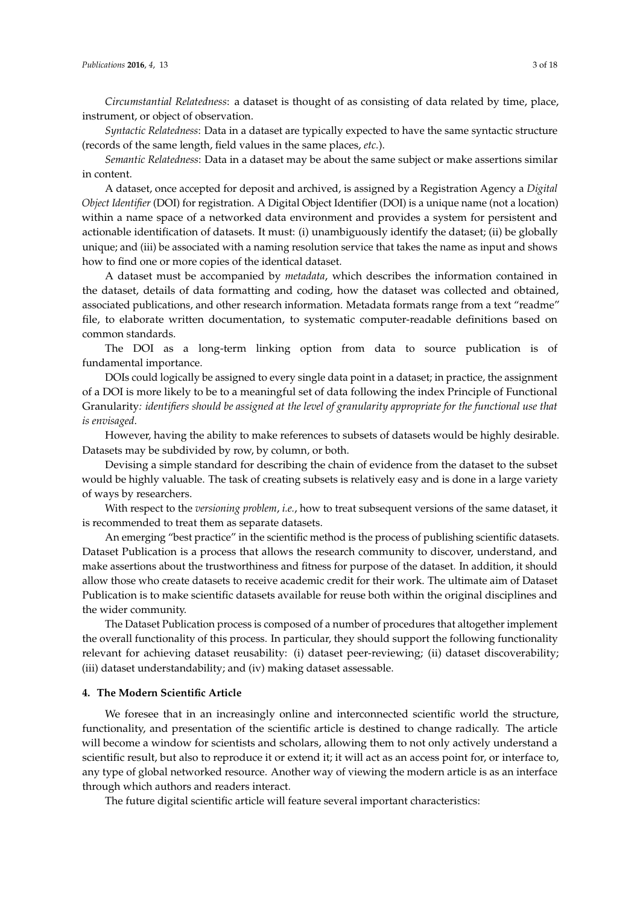*Circumstantial Relatedness*: a dataset is thought of as consisting of data related by time, place, instrument, or object of observation.

*Syntactic Relatedness*: Data in a dataset are typically expected to have the same syntactic structure (records of the same length, field values in the same places, *etc.*).

*Semantic Relatedness*: Data in a dataset may be about the same subject or make assertions similar in content.

A dataset, once accepted for deposit and archived, is assigned by a Registration Agency a *Digital Object Identifier* (DOI) for registration. A Digital Object Identifier (DOI) is a unique name (not a location) within a name space of a networked data environment and provides a system for persistent and actionable identification of datasets. It must: (i) unambiguously identify the dataset; (ii) be globally unique; and (iii) be associated with a naming resolution service that takes the name as input and shows how to find one or more copies of the identical dataset.

A dataset must be accompanied by *metadata*, which describes the information contained in the dataset, details of data formatting and coding, how the dataset was collected and obtained, associated publications, and other research information. Metadata formats range from a text "readme" file, to elaborate written documentation, to systematic computer-readable definitions based on common standards.

The DOI as a long-term linking option from data to source publication is of fundamental importance.

DOIs could logically be assigned to every single data point in a dataset; in practice, the assignment of a DOI is more likely to be to a meaningful set of data following the index Principle of Functional Granularity*: identifiers should be assigned at the level of granularity appropriate for the functional use that is envisaged*.

However, having the ability to make references to subsets of datasets would be highly desirable. Datasets may be subdivided by row, by column, or both.

Devising a simple standard for describing the chain of evidence from the dataset to the subset would be highly valuable. The task of creating subsets is relatively easy and is done in a large variety of ways by researchers.

With respect to the *versioning problem*, *i.e.*, how to treat subsequent versions of the same dataset, it is recommended to treat them as separate datasets.

An emerging "best practice" in the scientific method is the process of publishing scientific datasets. Dataset Publication is a process that allows the research community to discover, understand, and make assertions about the trustworthiness and fitness for purpose of the dataset. In addition, it should allow those who create datasets to receive academic credit for their work. The ultimate aim of Dataset Publication is to make scientific datasets available for reuse both within the original disciplines and the wider community.

The Dataset Publication process is composed of a number of procedures that altogether implement the overall functionality of this process. In particular, they should support the following functionality relevant for achieving dataset reusability: (i) dataset peer-reviewing; (ii) dataset discoverability; (iii) dataset understandability; and (iv) making dataset assessable.

## 4. The Modern Scientific Article

We foresee that in an increasingly online and interconnected scientific world the structure, functionality, and presentation of the scientific article is destined to change radically. The article will become a window for scientists and scholars, allowing them to not only actively understand a scientific result, but also to reproduce it or extend it; it will act as an access point for, or interface to, any type of global networked resource. Another way of viewing the modern article is as an interface through which authors and readers interact.

The future digital scientific article will feature several important characteristics: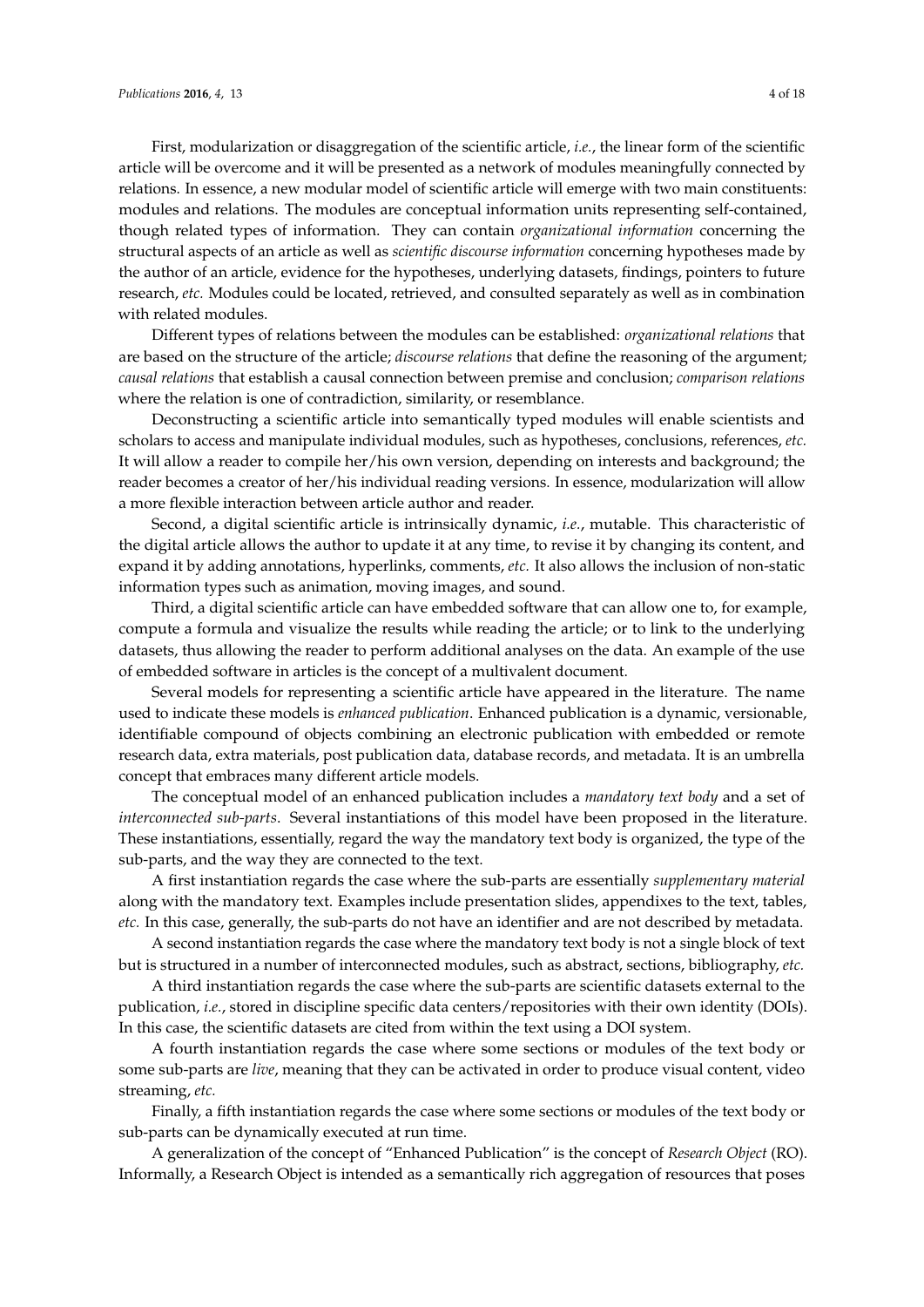First, modularization or disaggregation of the scientific article, *i.e.*, the linear form of the scientific article will be overcome and it will be presented as a network of modules meaningfully connected by relations. In essence, a new modular model of scientific article will emerge with two main constituents: modules and relations. The modules are conceptual information units representing self-contained, though related types of information. They can contain *organizational information* concerning the structural aspects of an article as well as *scientific discourse information* concerning hypotheses made by the author of an article, evidence for the hypotheses, underlying datasets, findings, pointers to future research, *etc.* Modules could be located, retrieved, and consulted separately as well as in combination with related modules.

Different types of relations between the modules can be established: *organizational relations* that are based on the structure of the article; *discourse relations* that define the reasoning of the argument; *causal relations* that establish a causal connection between premise and conclusion; *comparison relations* where the relation is one of contradiction, similarity, or resemblance.

Deconstructing a scientific article into semantically typed modules will enable scientists and scholars to access and manipulate individual modules, such as hypotheses, conclusions, references, *etc.* It will allow a reader to compile her/his own version, depending on interests and background; the reader becomes a creator of her/his individual reading versions. In essence, modularization will allow a more flexible interaction between article author and reader.

Second, a digital scientific article is intrinsically dynamic, *i.e.*, mutable. This characteristic of the digital article allows the author to update it at any time, to revise it by changing its content, and expand it by adding annotations, hyperlinks, comments, *etc.* It also allows the inclusion of non-static information types such as animation, moving images, and sound.

Third, a digital scientific article can have embedded software that can allow one to, for example, compute a formula and visualize the results while reading the article; or to link to the underlying datasets, thus allowing the reader to perform additional analyses on the data. An example of the use of embedded software in articles is the concept of a multivalent document.

Several models for representing a scientific article have appeared in the literature. The name used to indicate these models is *enhanced publication*. Enhanced publication is a dynamic, versionable, identifiable compound of objects combining an electronic publication with embedded or remote research data, extra materials, post publication data, database records, and metadata. It is an umbrella concept that embraces many different article models.

The conceptual model of an enhanced publication includes a *mandatory text body* and a set of *interconnected sub-parts*. Several instantiations of this model have been proposed in the literature. These instantiations, essentially, regard the way the mandatory text body is organized, the type of the sub-parts, and the way they are connected to the text.

A first instantiation regards the case where the sub-parts are essentially *supplementary material* along with the mandatory text. Examples include presentation slides, appendixes to the text, tables, *etc.* In this case, generally, the sub-parts do not have an identifier and are not described by metadata.

A second instantiation regards the case where the mandatory text body is not a single block of text but is structured in a number of interconnected modules, such as abstract, sections, bibliography, *etc.*

A third instantiation regards the case where the sub-parts are scientific datasets external to the publication, *i.e.*, stored in discipline specific data centers/repositories with their own identity (DOIs). In this case, the scientific datasets are cited from within the text using a DOI system.

A fourth instantiation regards the case where some sections or modules of the text body or some sub-parts are *live*, meaning that they can be activated in order to produce visual content, video streaming, *etc.*

Finally, a fifth instantiation regards the case where some sections or modules of the text body or sub-parts can be dynamically executed at run time.

A generalization of the concept of "Enhanced Publication" is the concept of *Research Object* (RO). Informally, a Research Object is intended as a semantically rich aggregation of resources that poses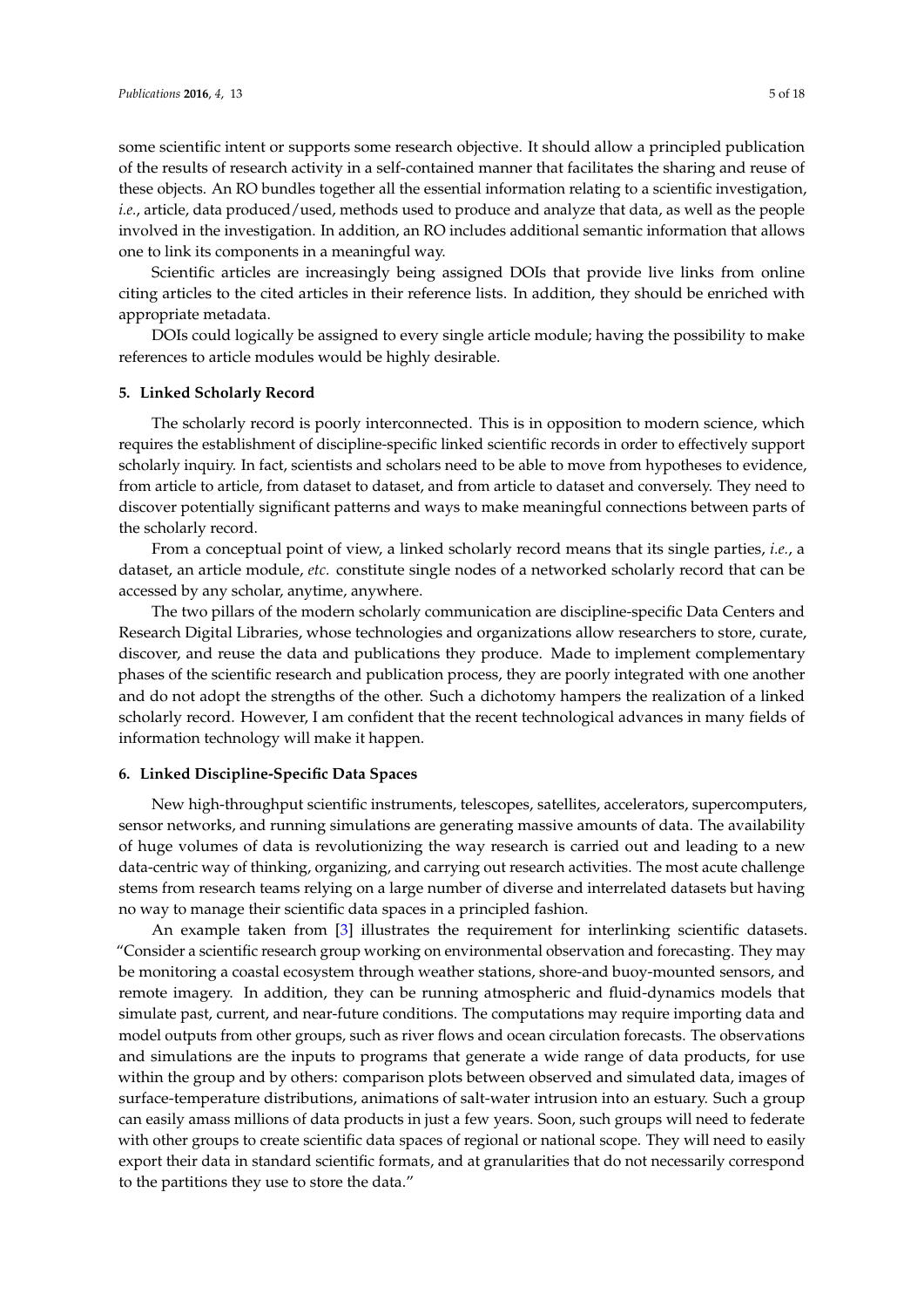some scientific intent or supports some research objective. It should allow a principled publication of the results of research activity in a self-contained manner that facilitates the sharing and reuse of these objects. An RO bundles together all the essential information relating to a scientific investigation, *i.e.*, article, data produced/used, methods used to produce and analyze that data, as well as the people involved in the investigation. In addition, an RO includes additional semantic information that allows one to link its components in a meaningful way.

Scientific articles are increasingly being assigned DOIs that provide live links from online citing articles to the cited articles in their reference lists. In addition, they should be enriched with appropriate metadata.

DOIs could logically be assigned to every single article module; having the possibility to make references to article modules would be highly desirable.

## 5. Linked Scholarly Record

The scholarly record is poorly interconnected. This is in opposition to modern science, which requires the establishment of discipline-specific linked scientific records in order to effectively support scholarly inquiry. In fact, scientists and scholars need to be able to move from hypotheses to evidence, from article to article, from dataset to dataset, and from article to dataset and conversely. They need to discover potentially significant patterns and ways to make meaningful connections between parts of the scholarly record.

From a conceptual point of view, a linked scholarly record means that its single parties, *i.e.*, a dataset, an article module, *etc.* constitute single nodes of a networked scholarly record that can be accessed by any scholar, anytime, anywhere.

The two pillars of the modern scholarly communication are discipline-specific Data Centers and Research Digital Libraries, whose technologies and organizations allow researchers to store, curate, discover, and reuse the data and publications they produce. Made to implement complementary phases of the scientific research and publication process, they are poorly integrated with one another and do not adopt the strengths of the other. Such a dichotomy hampers the realization of a linked scholarly record. However, I am confident that the recent technological advances in many fields of information technology will make it happen.

## 6. Linked Discipline-Specific Data Spaces

New high-throughput scientific instruments, telescopes, satellites, accelerators, supercomputers, sensor networks, and running simulations are generating massive amounts of data. The availability of huge volumes of data is revolutionizing the way research is carried out and leading to a new data-centric way of thinking, organizing, and carrying out research activities. The most acute challenge stems from research teams relying on a large number of diverse and interrelated datasets but having no way to manage their scientific data spaces in a principled fashion.

An example taken from [3] illustrates the requirement for interlinking scientific datasets. "Consider a scientific research group working on environmental observation and forecasting. They may be monitoring a coastal ecosystem through weather stations, shore-and buoy-mounted sensors, and remote imagery. In addition, they can be running atmospheric and fluid-dynamics models that simulate past, current, and near-future conditions. The computations may require importing data and model outputs from other groups, such as river flows and ocean circulation forecasts. The observations and simulations are the inputs to programs that generate a wide range of data products, for use within the group and by others: comparison plots between observed and simulated data, images of surface-temperature distributions, animations of salt-water intrusion into an estuary. Such a group can easily amass millions of data products in just a few years. Soon, such groups will need to federate with other groups to create scientific data spaces of regional or national scope. They will need to easily export their data in standard scientific formats, and at granularities that do not necessarily correspond to the partitions they use to store the data."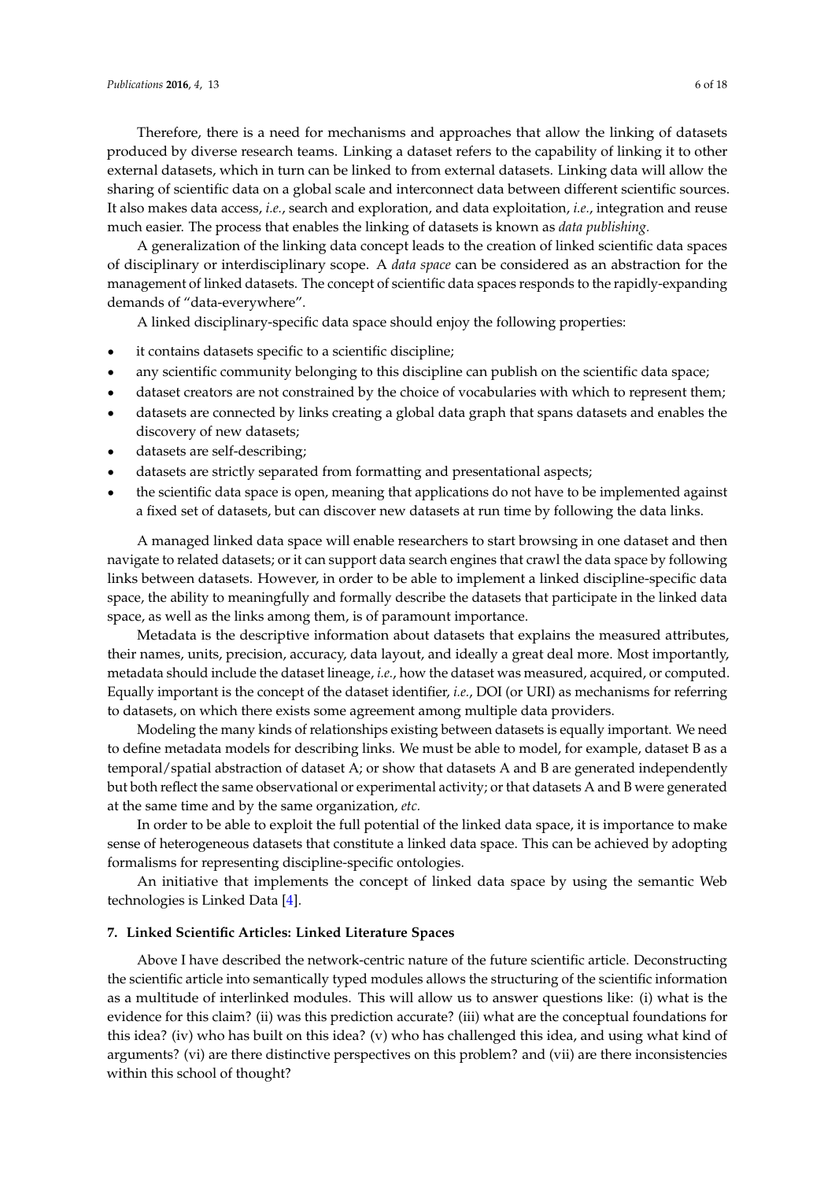Therefore, there is a need for mechanisms and approaches that allow the linking of datasets produced by diverse research teams. Linking a dataset refers to the capability of linking it to other external datasets, which in turn can be linked to from external datasets. Linking data will allow the sharing of scientific data on a global scale and interconnect data between different scientific sources. It also makes data access, *i.e.*, search and exploration, and data exploitation, *i.e.*, integration and reuse much easier. The process that enables the linking of datasets is known as *data publishing*.

A generalization of the linking data concept leads to the creation of linked scientific data spaces of disciplinary or interdisciplinary scope. A *data space* can be considered as an abstraction for the management of linked datasets. The concept of scientific data spaces responds to the rapidly-expanding demands of "data-everywhere".

A linked disciplinary-specific data space should enjoy the following properties:

- it contains datasets specific to a scientific discipline;
- any scientific community belonging to this discipline can publish on the scientific data space;
- dataset creators are not constrained by the choice of vocabularies with which to represent them;
- datasets are connected by links creating a global data graph that spans datasets and enables the discovery of new datasets;
- datasets are self-describing;
- datasets are strictly separated from formatting and presentational aspects;
- the scientific data space is open, meaning that applications do not have to be implemented against a fixed set of datasets, but can discover new datasets at run time by following the data links.

A managed linked data space will enable researchers to start browsing in one dataset and then navigate to related datasets; or it can support data search engines that crawl the data space by following links between datasets. However, in order to be able to implement a linked discipline-specific data space, the ability to meaningfully and formally describe the datasets that participate in the linked data space, as well as the links among them, is of paramount importance.

Metadata is the descriptive information about datasets that explains the measured attributes, their names, units, precision, accuracy, data layout, and ideally a great deal more. Most importantly, metadata should include the dataset lineage, *i.e.*, how the dataset was measured, acquired, or computed. Equally important is the concept of the dataset identifier, *i.e.*, DOI (or URI) as mechanisms for referring to datasets, on which there exists some agreement among multiple data providers.

Modeling the many kinds of relationships existing between datasets is equally important. We need to define metadata models for describing links. We must be able to model, for example, dataset B as a temporal/spatial abstraction of dataset A; or show that datasets A and B are generated independently but both reflect the same observational or experimental activity; or that datasets A and B were generated at the same time and by the same organization, *etc.*

In order to be able to exploit the full potential of the linked data space, it is importance to make sense of heterogeneous datasets that constitute a linked data space. This can be achieved by adopting formalisms for representing discipline-specific ontologies.

An initiative that implements the concept of linked data space by using the semantic Web technologies is Linked Data [4].

## 7. Linked Scientific Articles: Linked Literature Spaces

Above I have described the network-centric nature of the future scientific article. Deconstructing the scientific article into semantically typed modules allows the structuring of the scientific information as a multitude of interlinked modules. This will allow us to answer questions like: (i) what is the evidence for this claim? (ii) was this prediction accurate? (iii) what are the conceptual foundations for this idea? (iv) who has built on this idea? (v) who has challenged this idea, and using what kind of arguments? (vi) are there distinctive perspectives on this problem? and (vii) are there inconsistencies within this school of thought?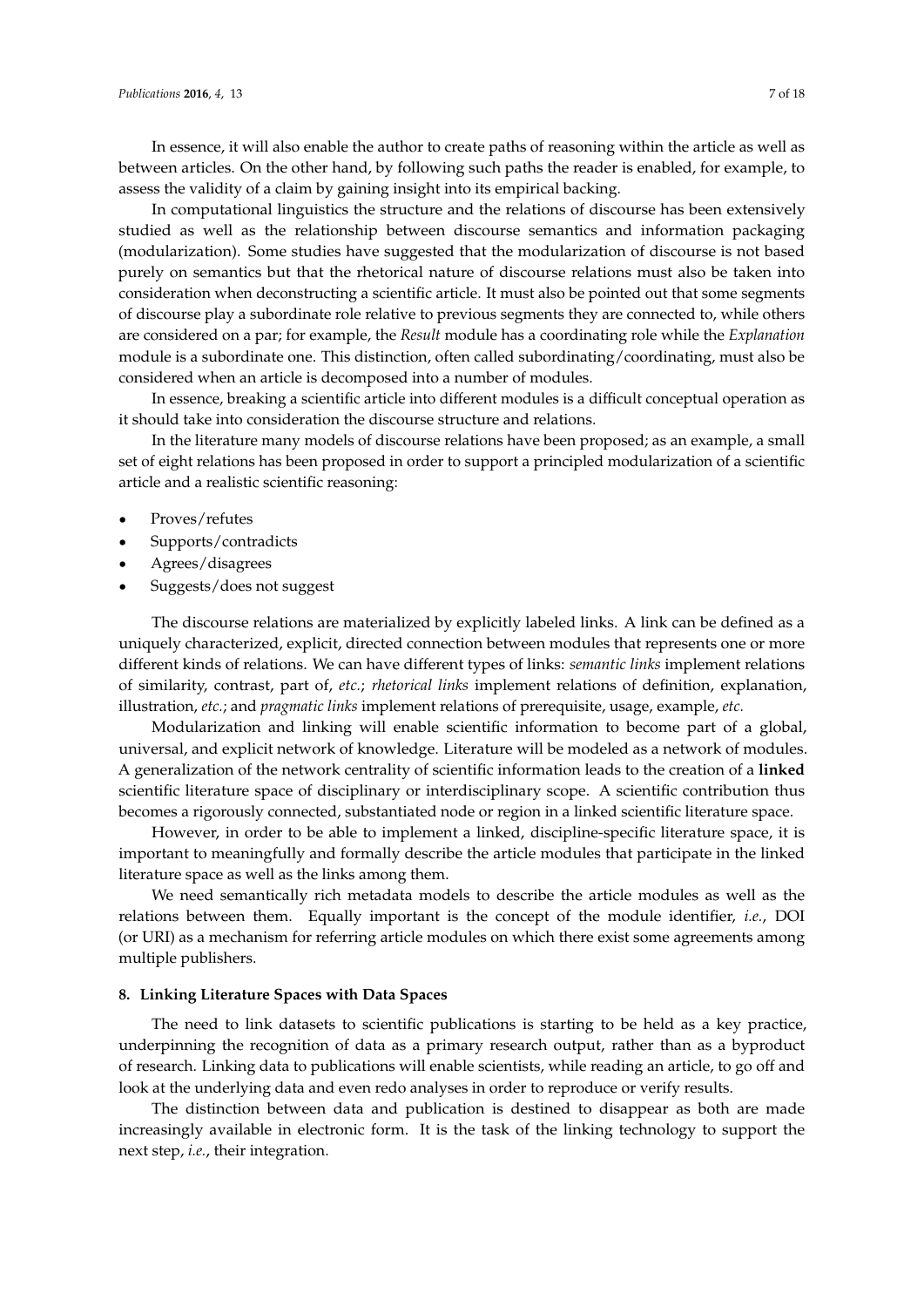In essence, it will also enable the author to create paths of reasoning within the article as well as between articles. On the other hand, by following such paths the reader is enabled, for example, to assess the validity of a claim by gaining insight into its empirical backing.

In computational linguistics the structure and the relations of discourse has been extensively studied as well as the relationship between discourse semantics and information packaging (modularization). Some studies have suggested that the modularization of discourse is not based purely on semantics but that the rhetorical nature of discourse relations must also be taken into consideration when deconstructing a scientific article. It must also be pointed out that some segments of discourse play a subordinate role relative to previous segments they are connected to, while others are considered on a par; for example, the *Result* module has a coordinating role while the *Explanation* module is a subordinate one. This distinction, often called subordinating/coordinating, must also be considered when an article is decomposed into a number of modules.

In essence, breaking a scientific article into different modules is a difficult conceptual operation as it should take into consideration the discourse structure and relations.

In the literature many models of discourse relations have been proposed; as an example, a small set of eight relations has been proposed in order to support a principled modularization of a scientific article and a realistic scientific reasoning:

- Proves/refutes
- Supports/contradicts
- Agrees/disagrees
- Suggests/does not suggest

The discourse relations are materialized by explicitly labeled links. A link can be defined as a uniquely characterized, explicit, directed connection between modules that represents one or more different kinds of relations. We can have different types of links: *semantic links* implement relations of similarity, contrast, part of, *etc.*; *rhetorical links* implement relations of definition, explanation, illustration, *etc.*; and *pragmatic links* implement relations of prerequisite, usage, example, *etc.*

Modularization and linking will enable scientific information to become part of a global, universal, and explicit network of knowledge. Literature will be modeled as a network of modules. A generalization of the network centrality of scientific information leads to the creation of a **linked** scientific literature space of disciplinary or interdisciplinary scope. A scientific contribution thus becomes a rigorously connected, substantiated node or region in a linked scientific literature space.

However, in order to be able to implement a linked, discipline-specific literature space, it is important to meaningfully and formally describe the article modules that participate in the linked literature space as well as the links among them.

We need semantically rich metadata models to describe the article modules as well as the relations between them. Equally important is the concept of the module identifier, *i.e.*, DOI (or URI) as a mechanism for referring article modules on which there exist some agreements among multiple publishers.

## 8. Linking Literature Spaces with Data Spaces

The need to link datasets to scientific publications is starting to be held as a key practice, underpinning the recognition of data as a primary research output, rather than as a byproduct of research. Linking data to publications will enable scientists, while reading an article, to go off and look at the underlying data and even redo analyses in order to reproduce or verify results.

The distinction between data and publication is destined to disappear as both are made increasingly available in electronic form. It is the task of the linking technology to support the next step, *i.e.*, their integration.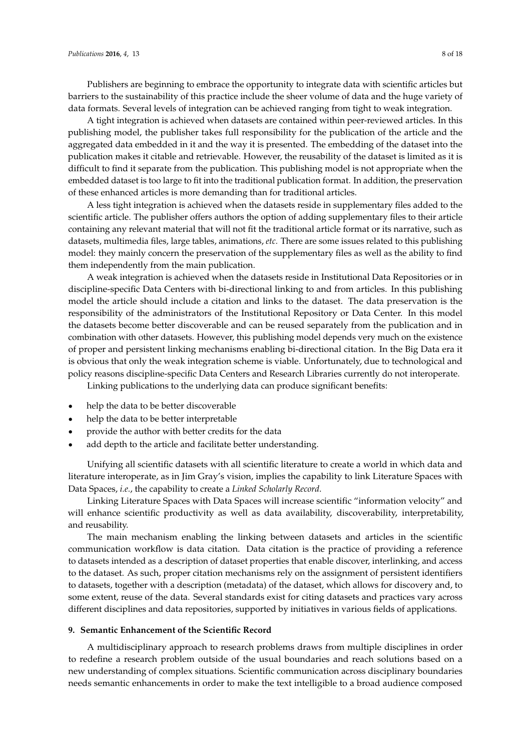Publishers are beginning to embrace the opportunity to integrate data with scientific articles but barriers to the sustainability of this practice include the sheer volume of data and the huge variety of data formats. Several levels of integration can be achieved ranging from tight to weak integration.

A tight integration is achieved when datasets are contained within peer-reviewed articles. In this publishing model, the publisher takes full responsibility for the publication of the article and the aggregated data embedded in it and the way it is presented. The embedding of the dataset into the publication makes it citable and retrievable. However, the reusability of the dataset is limited as it is difficult to find it separate from the publication. This publishing model is not appropriate when the embedded dataset is too large to fit into the traditional publication format. In addition, the preservation of these enhanced articles is more demanding than for traditional articles.

A less tight integration is achieved when the datasets reside in supplementary files added to the scientific article. The publisher offers authors the option of adding supplementary files to their article containing any relevant material that will not fit the traditional article format or its narrative, such as datasets, multimedia files, large tables, animations, *etc.* There are some issues related to this publishing model: they mainly concern the preservation of the supplementary files as well as the ability to find them independently from the main publication.

A weak integration is achieved when the datasets reside in Institutional Data Repositories or in discipline-specific Data Centers with bi-directional linking to and from articles. In this publishing model the article should include a citation and links to the dataset. The data preservation is the responsibility of the administrators of the Institutional Repository or Data Center. In this model the datasets become better discoverable and can be reused separately from the publication and in combination with other datasets. However, this publishing model depends very much on the existence of proper and persistent linking mechanisms enabling bi-directional citation. In the Big Data era it is obvious that only the weak integration scheme is viable. Unfortunately, due to technological and policy reasons discipline-specific Data Centers and Research Libraries currently do not interoperate.

Linking publications to the underlying data can produce significant benefits:

- help the data to be better discoverable
- help the data to be better interpretable
- provide the author with better credits for the data
- add depth to the article and facilitate better understanding.

Unifying all scientific datasets with all scientific literature to create a world in which data and literature interoperate, as in Jim Gray's vision, implies the capability to link Literature Spaces with Data Spaces, *i.e.*, the capability to create a *Linked Scholarly Record*.

Linking Literature Spaces with Data Spaces will increase scientific "information velocity" and will enhance scientific productivity as well as data availability, discoverability, interpretability, and reusability.

The main mechanism enabling the linking between datasets and articles in the scientific communication workflow is data citation. Data citation is the practice of providing a reference to datasets intended as a description of dataset properties that enable discover, interlinking, and access to the dataset. As such, proper citation mechanisms rely on the assignment of persistent identifiers to datasets, together with a description (metadata) of the dataset, which allows for discovery and, to some extent, reuse of the data. Several standards exist for citing datasets and practices vary across different disciplines and data repositories, supported by initiatives in various fields of applications.

## 9. Semantic Enhancement of the Scientific Record

A multidisciplinary approach to research problems draws from multiple disciplines in order to redefine a research problem outside of the usual boundaries and reach solutions based on a new understanding of complex situations. Scientific communication across disciplinary boundaries needs semantic enhancements in order to make the text intelligible to a broad audience composed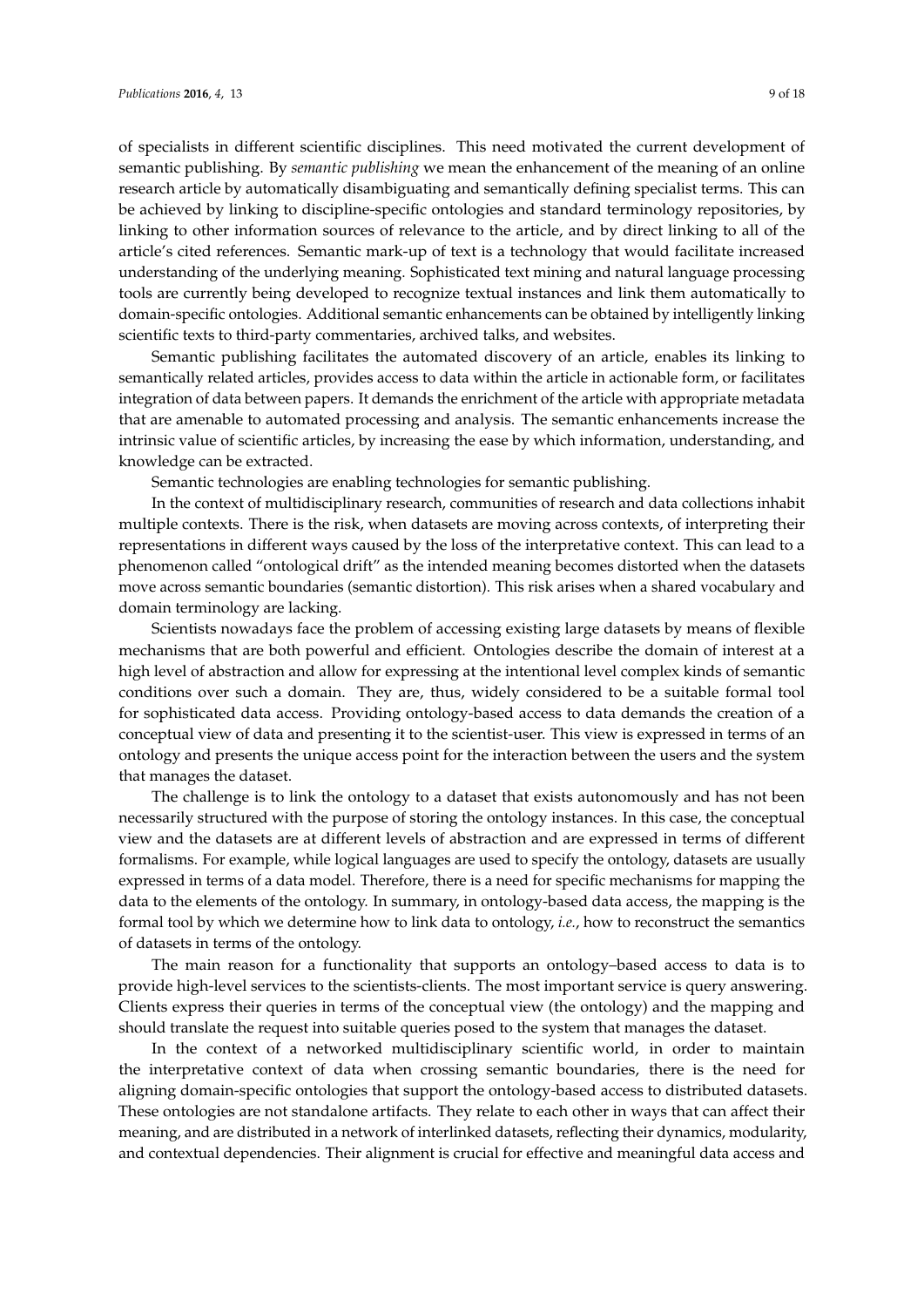of specialists in different scientific disciplines. This need motivated the current development of semantic publishing. By *semantic publishing* we mean the enhancement of the meaning of an online research article by automatically disambiguating and semantically defining specialist terms. This can be achieved by linking to discipline-specific ontologies and standard terminology repositories, by linking to other information sources of relevance to the article, and by direct linking to all of the article's cited references. Semantic mark-up of text is a technology that would facilitate increased understanding of the underlying meaning. Sophisticated text mining and natural language processing tools are currently being developed to recognize textual instances and link them automatically to domain-specific ontologies. Additional semantic enhancements can be obtained by intelligently linking scientific texts to third-party commentaries, archived talks, and websites.

Semantic publishing facilitates the automated discovery of an article, enables its linking to semantically related articles, provides access to data within the article in actionable form, or facilitates integration of data between papers. It demands the enrichment of the article with appropriate metadata that are amenable to automated processing and analysis. The semantic enhancements increase the intrinsic value of scientific articles, by increasing the ease by which information, understanding, and knowledge can be extracted.

Semantic technologies are enabling technologies for semantic publishing.

In the context of multidisciplinary research, communities of research and data collections inhabit multiple contexts. There is the risk, when datasets are moving across contexts, of interpreting their representations in different ways caused by the loss of the interpretative context. This can lead to a phenomenon called "ontological drift" as the intended meaning becomes distorted when the datasets move across semantic boundaries (semantic distortion). This risk arises when a shared vocabulary and domain terminology are lacking.

Scientists nowadays face the problem of accessing existing large datasets by means of flexible mechanisms that are both powerful and efficient. Ontologies describe the domain of interest at a high level of abstraction and allow for expressing at the intentional level complex kinds of semantic conditions over such a domain. They are, thus, widely considered to be a suitable formal tool for sophisticated data access. Providing ontology-based access to data demands the creation of a conceptual view of data and presenting it to the scientist-user. This view is expressed in terms of an ontology and presents the unique access point for the interaction between the users and the system that manages the dataset.

The challenge is to link the ontology to a dataset that exists autonomously and has not been necessarily structured with the purpose of storing the ontology instances. In this case, the conceptual view and the datasets are at different levels of abstraction and are expressed in terms of different formalisms. For example, while logical languages are used to specify the ontology, datasets are usually expressed in terms of a data model. Therefore, there is a need for specific mechanisms for mapping the data to the elements of the ontology. In summary, in ontology-based data access, the mapping is the formal tool by which we determine how to link data to ontology, *i.e.*, how to reconstruct the semantics of datasets in terms of the ontology.

The main reason for a functionality that supports an ontology–based access to data is to provide high-level services to the scientists-clients. The most important service is query answering. Clients express their queries in terms of the conceptual view (the ontology) and the mapping and should translate the request into suitable queries posed to the system that manages the dataset.

In the context of a networked multidisciplinary scientific world, in order to maintain the interpretative context of data when crossing semantic boundaries, there is the need for aligning domain-specific ontologies that support the ontology-based access to distributed datasets. These ontologies are not standalone artifacts. They relate to each other in ways that can affect their meaning, and are distributed in a network of interlinked datasets, reflecting their dynamics, modularity, and contextual dependencies. Their alignment is crucial for effective and meaningful data access and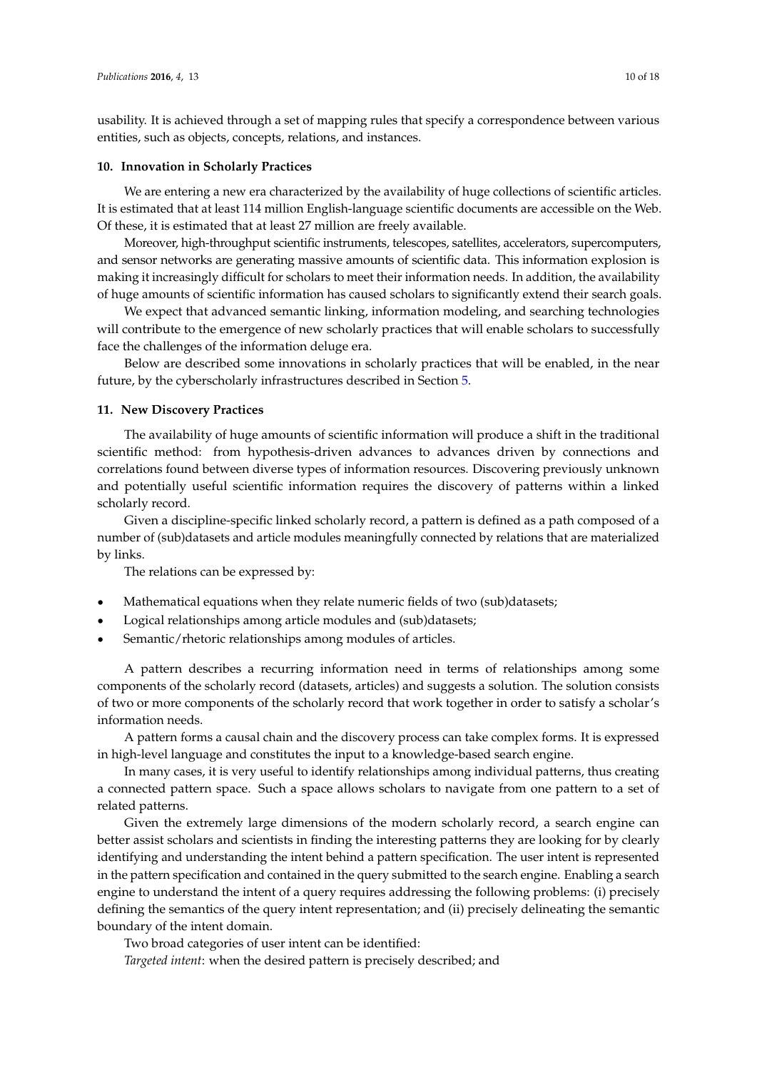usability. It is achieved through a set of mapping rules that specify a correspondence between various entities, such as objects, concepts, relations, and instances.

## 10. Innovation in Scholarly Practices

We are entering a new era characterized by the availability of huge collections of scientific articles. It is estimated that at least 114 million English-language scientific documents are accessible on the Web. Of these, it is estimated that at least 27 million are freely available.

Moreover, high-throughput scientific instruments, telescopes, satellites, accelerators, supercomputers, and sensor networks are generating massive amounts of scientific data. This information explosion is making it increasingly difficult for scholars to meet their information needs. In addition, the availability of huge amounts of scientific information has caused scholars to significantly extend their search goals.

We expect that advanced semantic linking, information modeling, and searching technologies will contribute to the emergence of new scholarly practices that will enable scholars to successfully face the challenges of the information deluge era.

Below are described some innovations in scholarly practices that will be enabled, in the near future, by the cyberscholarly infrastructures described in Section 5.

## 11. New Discovery Practices

The availability of huge amounts of scientific information will produce a shift in the traditional scientific method: from hypothesis-driven advances to advances driven by connections and correlations found between diverse types of information resources. Discovering previously unknown and potentially useful scientific information requires the discovery of patterns within a linked scholarly record.

Given a discipline-specific linked scholarly record, a pattern is defined as a path composed of a number of (sub)datasets and article modules meaningfully connected by relations that are materialized by links.

The relations can be expressed by:

- Mathematical equations when they relate numeric fields of two (sub)datasets;
- Logical relationships among article modules and (sub)datasets;
- Semantic/rhetoric relationships among modules of articles.

A pattern describes a recurring information need in terms of relationships among some components of the scholarly record (datasets, articles) and suggests a solution. The solution consists of two or more components of the scholarly record that work together in order to satisfy a scholar's information needs.

A pattern forms a causal chain and the discovery process can take complex forms. It is expressed in high-level language and constitutes the input to a knowledge-based search engine.

In many cases, it is very useful to identify relationships among individual patterns, thus creating a connected pattern space. Such a space allows scholars to navigate from one pattern to a set of related patterns.

Given the extremely large dimensions of the modern scholarly record, a search engine can better assist scholars and scientists in finding the interesting patterns they are looking for by clearly identifying and understanding the intent behind a pattern specification. The user intent is represented in the pattern specification and contained in the query submitted to the search engine. Enabling a search engine to understand the intent of a query requires addressing the following problems: (i) precisely defining the semantics of the query intent representation; and (ii) precisely delineating the semantic boundary of the intent domain.

Two broad categories of user intent can be identified:

*Targeted intent*: when the desired pattern is precisely described; and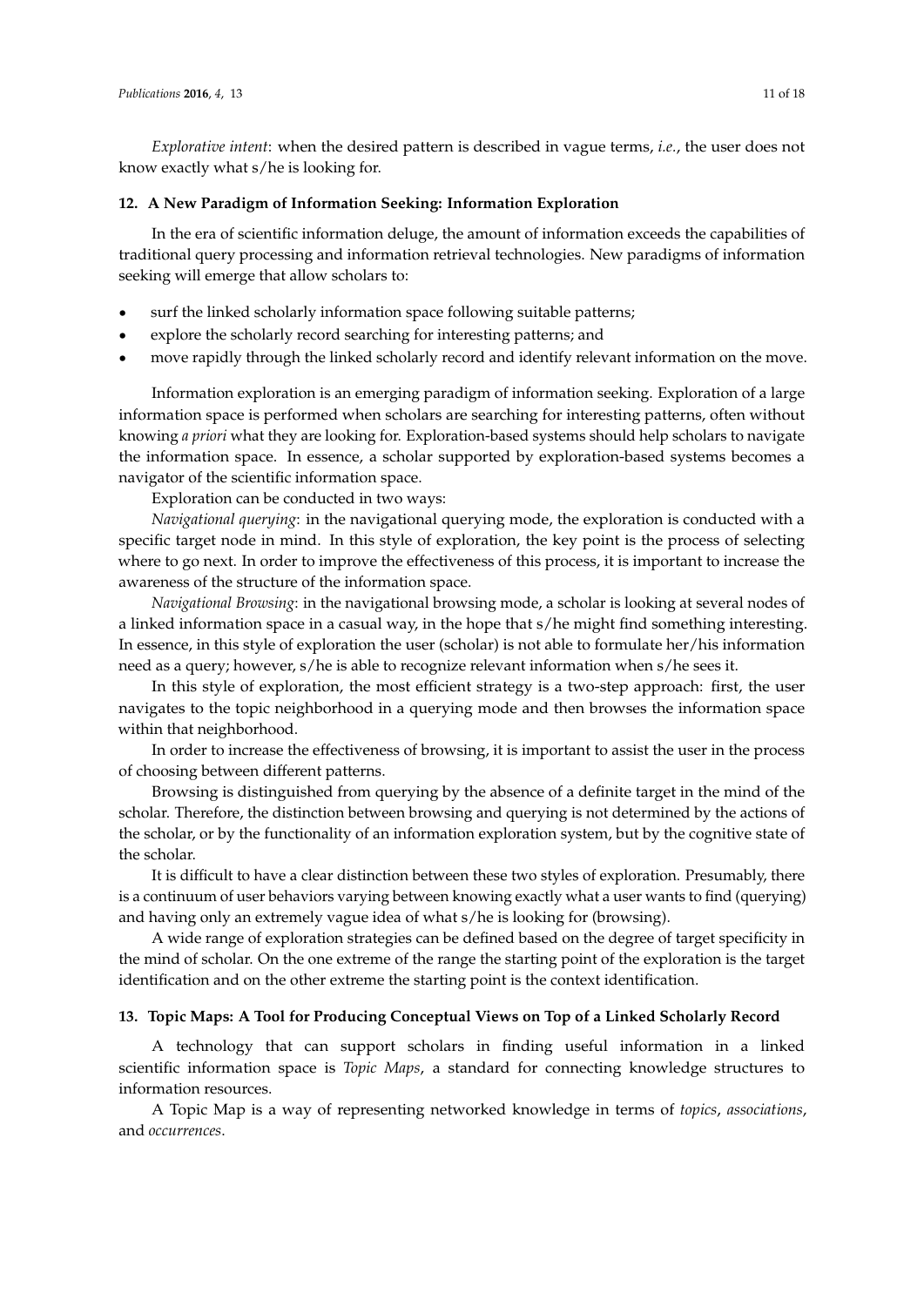*Explorative intent*: when the desired pattern is described in vague terms, *i.e.*, the user does not know exactly what s/he is looking for.

## 12. A New Paradigm of Information Seeking: Information Exploration

In the era of scientific information deluge, the amount of information exceeds the capabilities of traditional query processing and information retrieval technologies. New paradigms of information seeking will emerge that allow scholars to:

- surf the linked scholarly information space following suitable patterns;
- explore the scholarly record searching for interesting patterns; and
- move rapidly through the linked scholarly record and identify relevant information on the move.

Information exploration is an emerging paradigm of information seeking. Exploration of a large information space is performed when scholars are searching for interesting patterns, often without knowing *a priori* what they are looking for. Exploration-based systems should help scholars to navigate the information space. In essence, a scholar supported by exploration-based systems becomes a navigator of the scientific information space.

Exploration can be conducted in two ways:

*Navigational querying*: in the navigational querying mode, the exploration is conducted with a specific target node in mind. In this style of exploration, the key point is the process of selecting where to go next. In order to improve the effectiveness of this process, it is important to increase the awareness of the structure of the information space.

*Navigational Browsing*: in the navigational browsing mode, a scholar is looking at several nodes of a linked information space in a casual way, in the hope that s/he might find something interesting. In essence, in this style of exploration the user (scholar) is not able to formulate her/his information need as a query; however, s/he is able to recognize relevant information when s/he sees it.

In this style of exploration, the most efficient strategy is a two-step approach: first, the user navigates to the topic neighborhood in a querying mode and then browses the information space within that neighborhood.

In order to increase the effectiveness of browsing, it is important to assist the user in the process of choosing between different patterns.

Browsing is distinguished from querying by the absence of a definite target in the mind of the scholar. Therefore, the distinction between browsing and querying is not determined by the actions of the scholar, or by the functionality of an information exploration system, but by the cognitive state of the scholar.

It is difficult to have a clear distinction between these two styles of exploration. Presumably, there is a continuum of user behaviors varying between knowing exactly what a user wants to find (querying) and having only an extremely vague idea of what s/he is looking for (browsing).

A wide range of exploration strategies can be defined based on the degree of target specificity in the mind of scholar. On the one extreme of the range the starting point of the exploration is the target identification and on the other extreme the starting point is the context identification.

## 13. Topic Maps: A Tool for Producing Conceptual Views on Top of a Linked Scholarly Record

A technology that can support scholars in finding useful information in a linked scientific information space is *Topic Maps*, a standard for connecting knowledge structures to information resources.

A Topic Map is a way of representing networked knowledge in terms of *topics*, *associations*, and *occurrences*.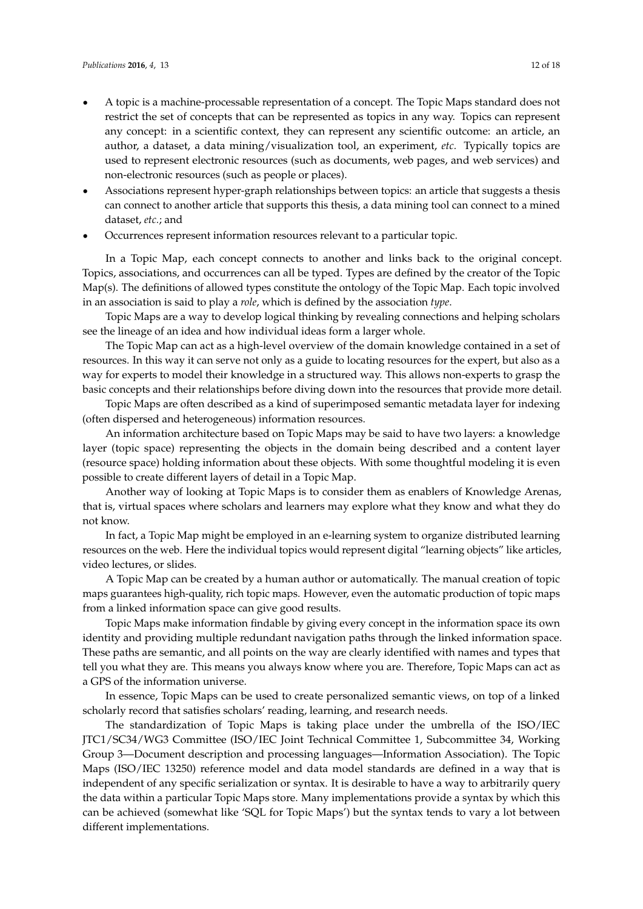- A topic is a machine-processable representation of a concept. The Topic Maps standard does not restrict the set of concepts that can be represented as topics in any way. Topics can represent any concept: in a scientific context, they can represent any scientific outcome: an article, an author, a dataset, a data mining/visualization tool, an experiment, *etc.* Typically topics are used to represent electronic resources (such as documents, web pages, and web services) and non-electronic resources (such as people or places).
- Associations represent hyper-graph relationships between topics: an article that suggests a thesis can connect to another article that supports this thesis, a data mining tool can connect to a mined dataset, *etc.*; and
- Occurrences represent information resources relevant to a particular topic.

In a Topic Map, each concept connects to another and links back to the original concept. Topics, associations, and occurrences can all be typed. Types are defined by the creator of the Topic Map(s). The definitions of allowed types constitute the ontology of the Topic Map. Each topic involved in an association is said to play a *role*, which is defined by the association *type*.

Topic Maps are a way to develop logical thinking by revealing connections and helping scholars see the lineage of an idea and how individual ideas form a larger whole.

The Topic Map can act as a high-level overview of the domain knowledge contained in a set of resources. In this way it can serve not only as a guide to locating resources for the expert, but also as a way for experts to model their knowledge in a structured way. This allows non-experts to grasp the basic concepts and their relationships before diving down into the resources that provide more detail.

Topic Maps are often described as a kind of superimposed semantic metadata layer for indexing (often dispersed and heterogeneous) information resources.

An information architecture based on Topic Maps may be said to have two layers: a knowledge layer (topic space) representing the objects in the domain being described and a content layer (resource space) holding information about these objects. With some thoughtful modeling it is even possible to create different layers of detail in a Topic Map.

Another way of looking at Topic Maps is to consider them as enablers of Knowledge Arenas, that is, virtual spaces where scholars and learners may explore what they know and what they do not know.

In fact, a Topic Map might be employed in an e-learning system to organize distributed learning resources on the web. Here the individual topics would represent digital "learning objects" like articles, video lectures, or slides.

A Topic Map can be created by a human author or automatically. The manual creation of topic maps guarantees high-quality, rich topic maps. However, even the automatic production of topic maps from a linked information space can give good results.

Topic Maps make information findable by giving every concept in the information space its own identity and providing multiple redundant navigation paths through the linked information space. These paths are semantic, and all points on the way are clearly identified with names and types that tell you what they are. This means you always know where you are. Therefore, Topic Maps can act as a GPS of the information universe.

In essence, Topic Maps can be used to create personalized semantic views, on top of a linked scholarly record that satisfies scholars' reading, learning, and research needs.

The standardization of Topic Maps is taking place under the umbrella of the ISO/IEC JTC1/SC34/WG3 Committee (ISO/IEC Joint Technical Committee 1, Subcommittee 34, Working Group 3—Document description and processing languages—Information Association). The Topic Maps (ISO/IEC 13250) reference model and data model standards are defined in a way that is independent of any specific serialization or syntax. It is desirable to have a way to arbitrarily query the data within a particular Topic Maps store. Many implementations provide a syntax by which this can be achieved (somewhat like 'SQL for Topic Maps') but the syntax tends to vary a lot between different implementations.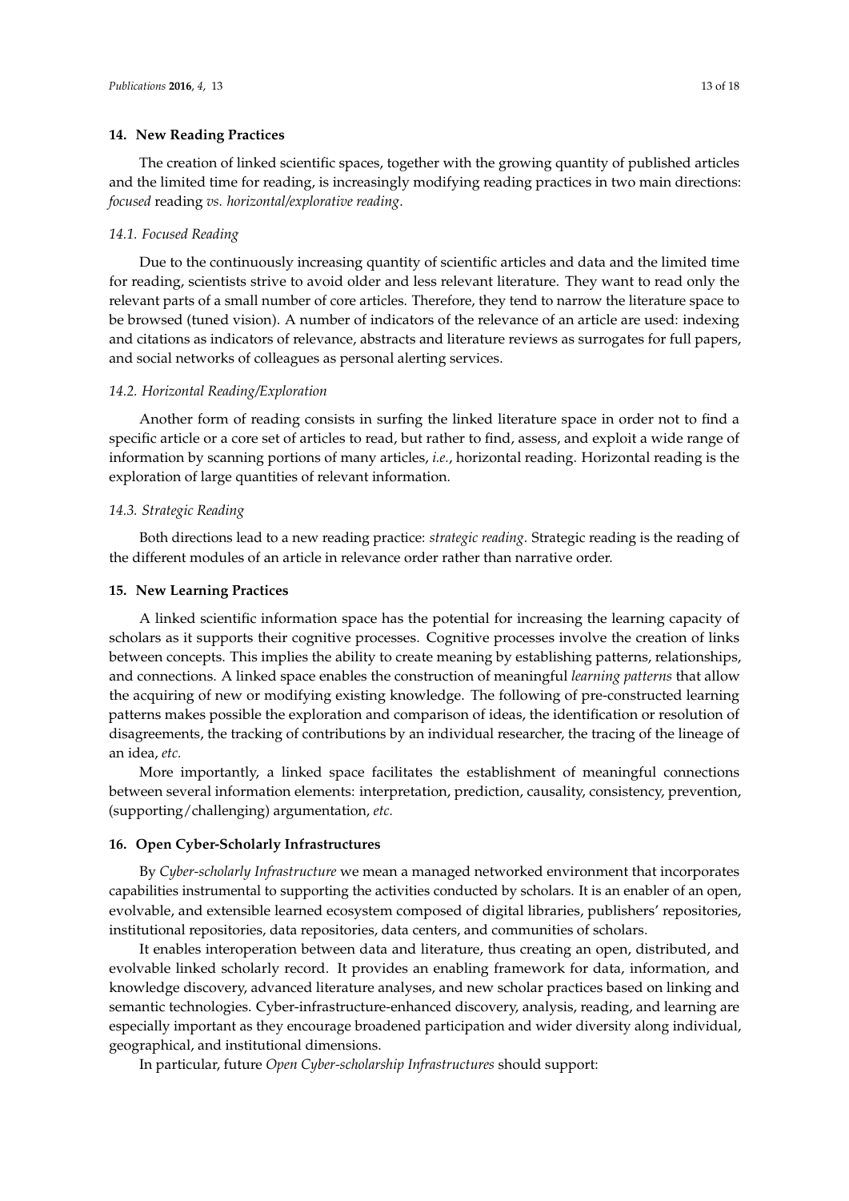## 14. New Reading Practices

The creation of linked scientific spaces, together with the growing quantity of published articles and the limited time for reading, is increasingly modifying reading practices in two main directions: *focused* reading *vs. horizontal/explorative reading*.

### 14.1. Focused Reading

Due to the continuously increasing quantity of scientific articles and data and the limited time for reading, scientists strive to avoid older and less relevant literature. They want to read only the relevant parts of a small number of core articles. Therefore, they tend to narrow the literature space to be browsed (tuned vision). A number of indicators of the relevance of an article are used: indexing and citations as indicators of relevance, abstracts and literature reviews as surrogates for full papers, and social networks of colleagues as personal alerting services.

### 14.2. Horizontal Reading/Exploration

Another form of reading consists in surfing the linked literature space in order not to find a specific article or a core set of articles to read, but rather to find, assess, and exploit a wide range of information by scanning portions of many articles, *i.e.*, horizontal reading. Horizontal reading is the exploration of large quantities of relevant information.

### 14.3. Strategic Reading

Both directions lead to a new reading practice: *strategic reading*. Strategic reading is the reading of the different modules of an article in relevance order rather than narrative order.

## 15. New Learning Practices

A linked scientific information space has the potential for increasing the learning capacity of scholars as it supports their cognitive processes. Cognitive processes involve the creation of links between concepts. This implies the ability to create meaning by establishing patterns, relationships, and connections. A linked space enables the construction of meaningful *learning patterns* that allow the acquiring of new or modifying existing knowledge. The following of pre-constructed learning patterns makes possible the exploration and comparison of ideas, the identification or resolution of disagreements, the tracking of contributions by an individual researcher, the tracing of the lineage of an idea, *etc.*

More importantly, a linked space facilitates the establishment of meaningful connections between several information elements: interpretation, prediction, causality, consistency, prevention, (supporting/challenging) argumentation, *etc.*

## 16. Open Cyber-Scholarly Infrastructures

By *Cyber-scholarly Infrastructure* we mean a managed networked environment that incorporates capabilities instrumental to supporting the activities conducted by scholars. It is an enabler of an open, evolvable, and extensible learned ecosystem composed of digital libraries, publishers' repositories, institutional repositories, data repositories, data centers, and communities of scholars.

It enables interoperation between data and literature, thus creating an open, distributed, and evolvable linked scholarly record. It provides an enabling framework for data, information, and knowledge discovery, advanced literature analyses, and new scholar practices based on linking and semantic technologies. Cyber-infrastructure-enhanced discovery, analysis, reading, and learning are especially important as they encourage broadened participation and wider diversity along individual, geographical, and institutional dimensions.

In particular, future *Open Cyber-scholarship Infrastructures* should support: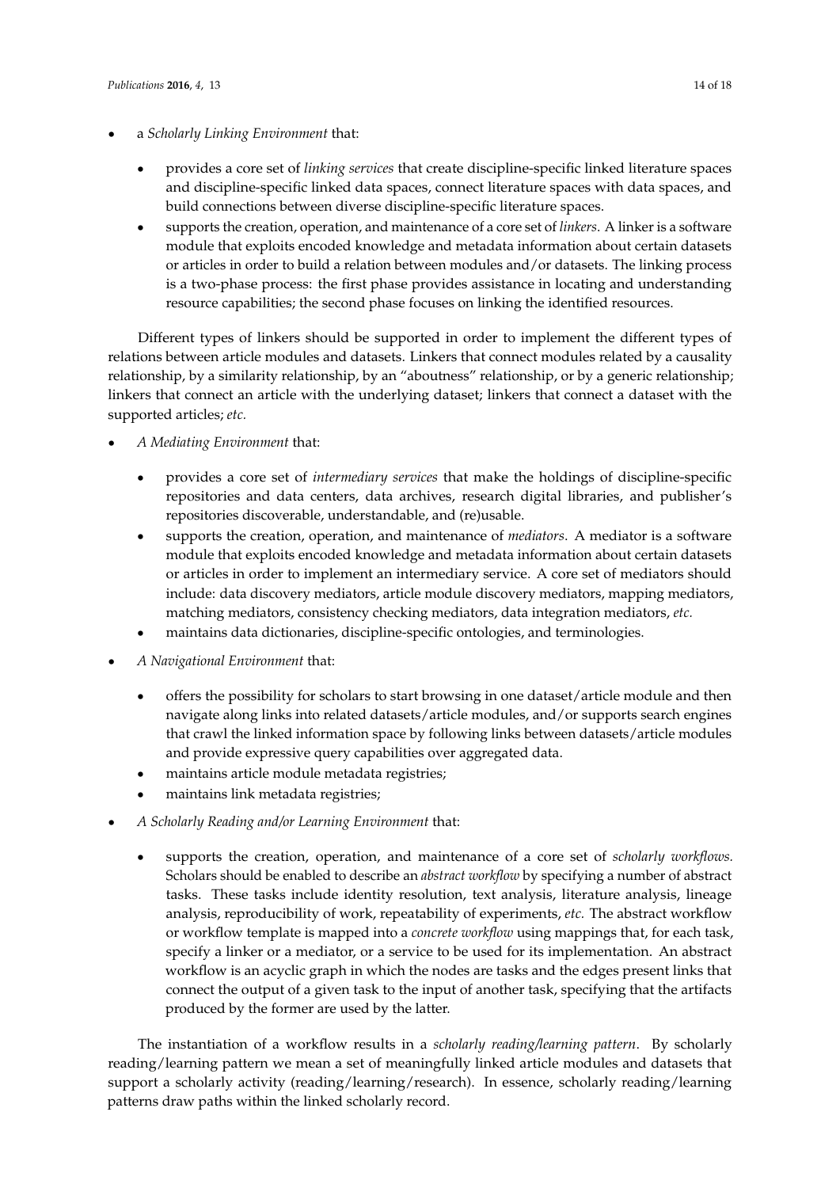- a *Scholarly Linking Environment* that:
    - provides a core set of *linking services* that create discipline-specific linked literature spaces and discipline-specific linked data spaces, connect literature spaces with data spaces, and build connections between diverse discipline-specific literature spaces.
    - supports the creation, operation, and maintenance of a core set of *linkers*. A linker is a software module that exploits encoded knowledge and metadata information about certain datasets or articles in order to build a relation between modules and/or datasets. The linking process is a two-phase process: the first phase provides assistance in locating and understanding resource capabilities; the second phase focuses on linking the identified resources.

Different types of linkers should be supported in order to implement the different types of relations between article modules and datasets. Linkers that connect modules related by a causality relationship, by a similarity relationship, by an "aboutness" relationship, or by a generic relationship; linkers that connect an article with the underlying dataset; linkers that connect a dataset with the supported articles; *etc.*

- *A Mediating Environment* that:
    - provides a core set of *intermediary services* that make the holdings of discipline-specific repositories and data centers, data archives, research digital libraries, and publisher's repositories discoverable, understandable, and (re)usable.
    - supports the creation, operation, and maintenance of *mediators*. A mediator is a software module that exploits encoded knowledge and metadata information about certain datasets or articles in order to implement an intermediary service. A core set of mediators should include: data discovery mediators, article module discovery mediators, mapping mediators, matching mediators, consistency checking mediators, data integration mediators, *etc.*
    - maintains data dictionaries, discipline-specific ontologies, and terminologies.
- *A Navigational Environment* that:
    - offers the possibility for scholars to start browsing in one dataset/article module and then navigate along links into related datasets/article modules, and/or supports search engines that crawl the linked information space by following links between datasets/article modules and provide expressive query capabilities over aggregated data.
    - maintains article module metadata registries;
    - maintains link metadata registries;
- *A Scholarly Reading and/or Learning Environment* that:
    - supports the creation, operation, and maintenance of a core set of *scholarly workflows*. Scholars should be enabled to describe an *abstract workflow* by specifying a number of abstract tasks. These tasks include identity resolution, text analysis, literature analysis, lineage analysis, reproducibility of work, repeatability of experiments, *etc.* The abstract workflow or workflow template is mapped into a *concrete workflow* using mappings that, for each task, specify a linker or a mediator, or a service to be used for its implementation. An abstract workflow is an acyclic graph in which the nodes are tasks and the edges present links that connect the output of a given task to the input of another task, specifying that the artifacts produced by the former are used by the latter.

The instantiation of a workflow results in a *scholarly reading/learning pattern*. By scholarly reading/learning pattern we mean a set of meaningfully linked article modules and datasets that support a scholarly activity (reading/learning/research). In essence, scholarly reading/learning patterns draw paths within the linked scholarly record.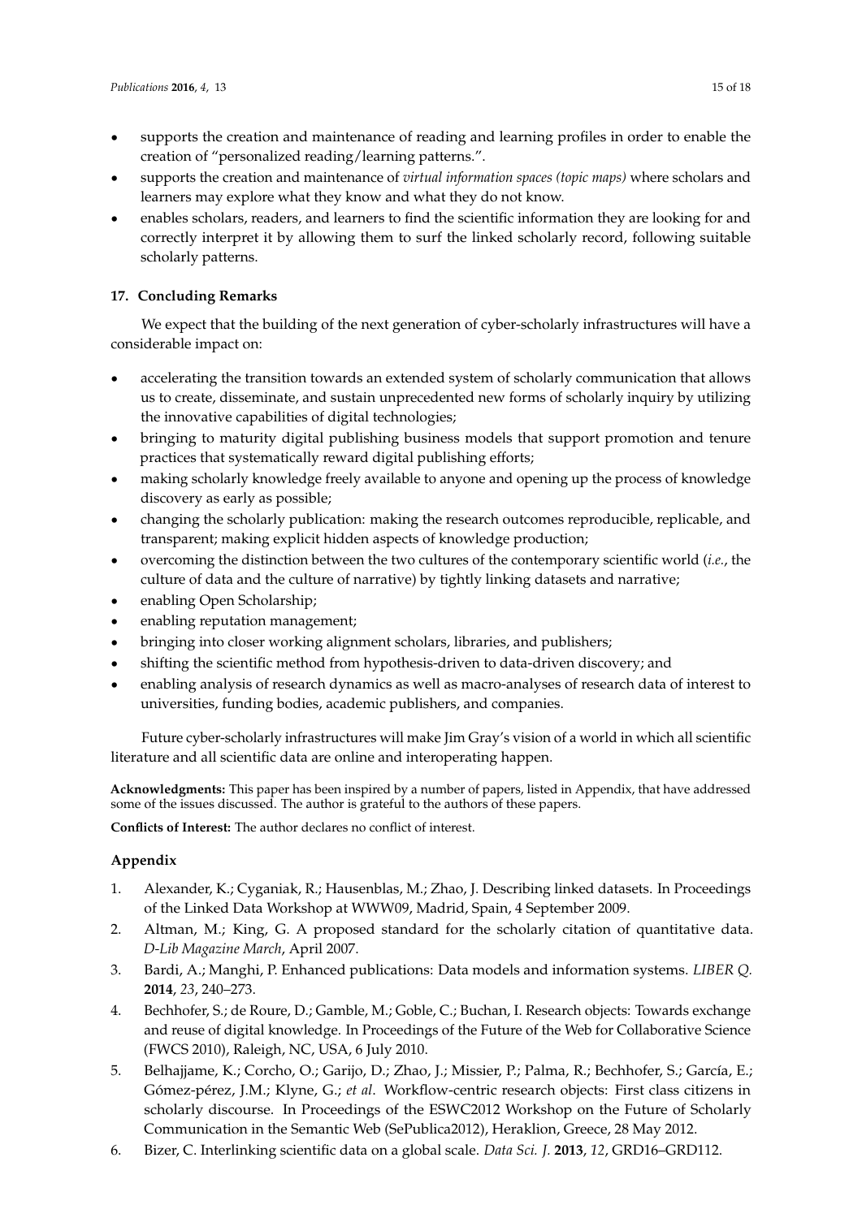- supports the creation and maintenance of reading and learning profiles in order to enable the creation of "personalized reading/learning patterns.".
- supports the creation and maintenance of *virtual information spaces (topic maps)* where scholars and learners may explore what they know and what they do not know.
- enables scholars, readers, and learners to find the scientific information they are looking for and correctly interpret it by allowing them to surf the linked scholarly record, following suitable scholarly patterns.

## 17. Concluding Remarks

We expect that the building of the next generation of cyber-scholarly infrastructures will have a considerable impact on:

- accelerating the transition towards an extended system of scholarly communication that allows us to create, disseminate, and sustain unprecedented new forms of scholarly inquiry by utilizing the innovative capabilities of digital technologies;
- bringing to maturity digital publishing business models that support promotion and tenure practices that systematically reward digital publishing efforts;
- making scholarly knowledge freely available to anyone and opening up the process of knowledge discovery as early as possible;
- changing the scholarly publication: making the research outcomes reproducible, replicable, and transparent; making explicit hidden aspects of knowledge production;
- overcoming the distinction between the two cultures of the contemporary scientific world (*i.e.*, the culture of data and the culture of narrative) by tightly linking datasets and narrative;
- enabling Open Scholarship;
- enabling reputation management;
- bringing into closer working alignment scholars, libraries, and publishers;
- shifting the scientific method from hypothesis-driven to data-driven discovery; and
- enabling analysis of research dynamics as well as macro-analyses of research data of interest to universities, funding bodies, academic publishers, and companies.

Future cyber-scholarly infrastructures will make Jim Gray's vision of a world in which all scientific literature and all scientific data are online and interoperating happen.

**Acknowledgments:** This paper has been inspired by a number of papers, listed in Appendix, that have addressed some of the issues discussed. The author is grateful to the authors of these papers.

**Conflicts of Interest:** The author declares no conflict of interest.

## Appendix

1. Alexander, K.; Cyganiak, R.; Hausenblas, M.; Zhao, J. Describing linked datasets. In Proceedings of the Linked Data Workshop at WWW09, Madrid, Spain, 4 September 2009.
2. Altman, M.; King, G. A proposed standard for the scholarly citation of quantitative data. *D-Lib Magazine March*, April 2007.
3. Bardi, A.; Manghi, P. Enhanced publications: Data models and information systems. *LIBER Q.* **2014**, *23*, 240–273.
4. Bechhofer, S.; de Roure, D.; Gamble, M.; Goble, C.; Buchan, I. Research objects: Towards exchange and reuse of digital knowledge. In Proceedings of the Future of the Web for Collaborative Science (FWCS 2010), Raleigh, NC, USA, 6 July 2010.
5. Belhajjame, K.; Corcho, O.; Garijo, D.; Zhao, J.; Missier, P.; Palma, R.; Bechhofer, S.; García, E.; Gómez-pérez, J.M.; Klyne, G.; *et al*. Workflow-centric research objects: First class citizens in scholarly discourse. In Proceedings of the ESWC2012 Workshop on the Future of Scholarly Communication in the Semantic Web (SePublica2012), Heraklion, Greece, 28 May 2012.
6. Bizer, C. Interlinking scientific data on a global scale. *Data Sci. J.* **2013**, *12*, GRD16–GRD112.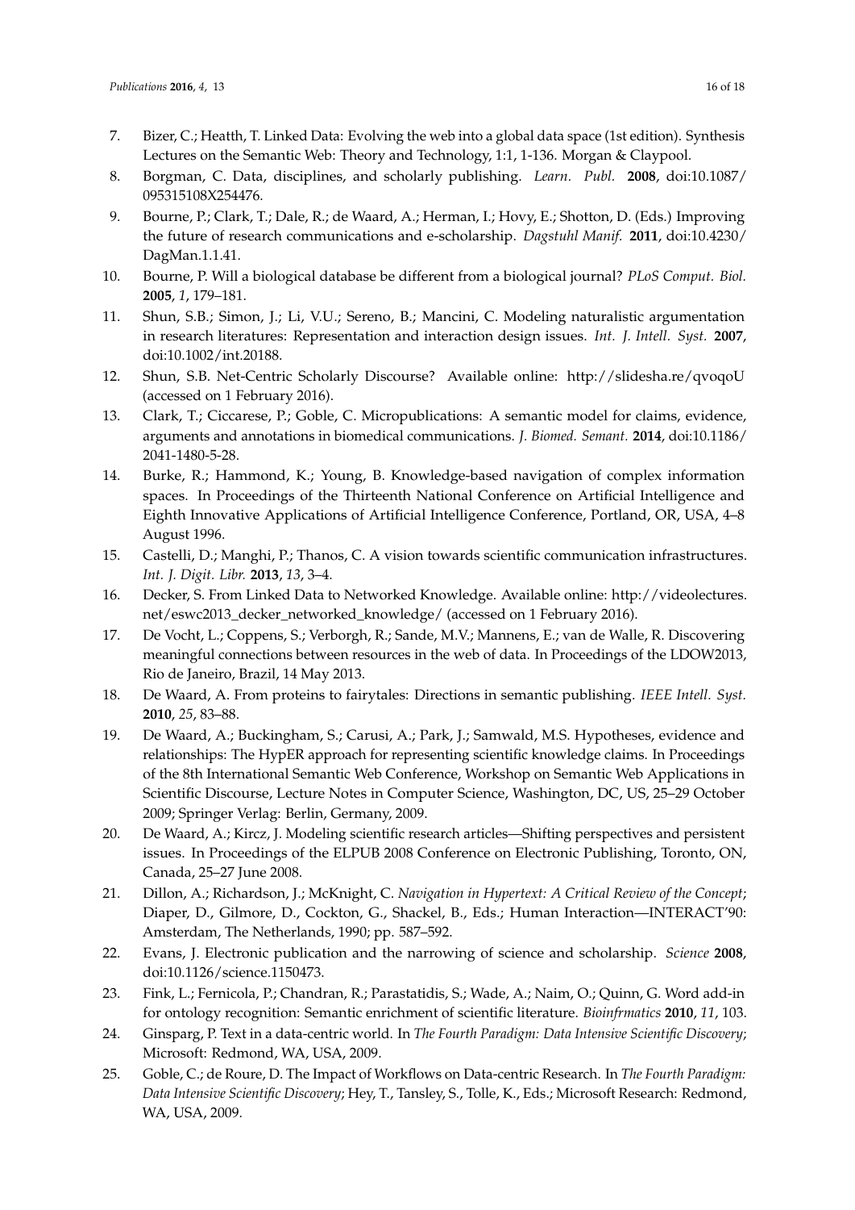7. Bizer, C.; Heatth, T. Linked Data: Evolving the web into a global data space (1st edition). Synthesis Lectures on the Semantic Web: Theory and Technology, 1:1, 1-136. Morgan & Claypool.
8. Borgman, C. Data, disciplines, and scholarly publishing. *Learn. Publ.* **2008**, doi:10.1087/095315108X254476.
9. Bourne, P.; Clark, T.; Dale, R.; de Waard, A.; Herman, I.; Hovy, E.; Shotton, D. (Eds.) Improving the future of research communications and e-scholarship. *Dagstuhl Manif.* **2011**, doi:10.4230/DagMan.1.1.41.
10. Bourne, P. Will a biological database be different from a biological journal? *PLoS Comput. Biol.* **2005**, *1*, 179–181.
11. Shun, S.B.; Simon, J.; Li, V.U.; Sereno, B.; Mancini, C. Modeling naturalistic argumentation in research literatures: Representation and interaction design issues. *Int. J. Intell. Syst.* **2007**, doi:10.1002/int.20188.
12. Shun, S.B. Net-Centric Scholarly Discourse? Available online: http://slidesha.re/qvoqoU (accessed on 1 February 2016).
13. Clark, T.; Ciccarese, P.; Goble, C. Micropublications: A semantic model for claims, evidence, arguments and annotations in biomedical communications. *J. Biomed. Semant.* **2014**, doi:10.1186/2041-1480-5-28.
14. Burke, R.; Hammond, K.; Young, B. Knowledge-based navigation of complex information spaces. In Proceedings of the Thirteenth National Conference on Artificial Intelligence and Eighth Innovative Applications of Artificial Intelligence Conference, Portland, OR, USA, 4–8 August 1996.
15. Castelli, D.; Manghi, P.; Thanos, C. A vision towards scientific communication infrastructures. *Int. J. Digit. Libr.* **2013**, *13*, 3–4.
16. Decker, S. From Linked Data to Networked Knowledge. Available online: http://videolectures.net/eswc2013_decker_networked_knowledge/ (accessed on 1 February 2016).
17. De Vocht, L.; Coppens, S.; Verborgh, R.; Sande, M.V.; Mannens, E.; van de Walle, R. Discovering meaningful connections between resources in the web of data. In Proceedings of the LDOW2013, Rio de Janeiro, Brazil, 14 May 2013.
18. De Waard, A. From proteins to fairytales: Directions in semantic publishing. *IEEE Intell. Syst.* **2010**, *25*, 83–88.
19. De Waard, A.; Buckingham, S.; Carusi, A.; Park, J.; Samwald, M.S. Hypotheses, evidence and relationships: The HypER approach for representing scientific knowledge claims. In Proceedings of the 8th International Semantic Web Conference, Workshop on Semantic Web Applications in Scientific Discourse, Lecture Notes in Computer Science, Washington, DC, US, 25–29 October 2009; Springer Verlag: Berlin, Germany, 2009.
20. De Waard, A.; Kircz, J. Modeling scientific research articles—Shifting perspectives and persistent issues. In Proceedings of the ELPUB 2008 Conference on Electronic Publishing, Toronto, ON, Canada, 25–27 June 2008.
21. Dillon, A.; Richardson, J.; McKnight, C. *Navigation in Hypertext: A Critical Review of the Concept*; Diaper, D., Gilmore, D., Cockton, G., Shackel, B., Eds.; Human Interaction—INTERACT'90: Amsterdam, The Netherlands, 1990; pp. 587–592.
22. Evans, J. Electronic publication and the narrowing of science and scholarship. *Science* **2008**, doi:10.1126/science.1150473.
23. Fink, L.; Fernicola, P.; Chandran, R.; Parastatidis, S.; Wade, A.; Naim, O.; Quinn, G. Word add-in for ontology recognition: Semantic enrichment of scientific literature. *Bioinfrmatics* **2010**, *11*, 103.
24. Ginsparg, P. Text in a data-centric world. In *The Fourth Paradigm: Data Intensive Scientific Discovery*; Microsoft: Redmond, WA, USA, 2009.
25. Goble, C.; de Roure, D. The Impact of Workflows on Data-centric Research. In *The Fourth Paradigm: Data Intensive Scientific Discovery*; Hey, T., Tansley, S., Tolle, K., Eds.; Microsoft Research: Redmond, WA, USA, 2009.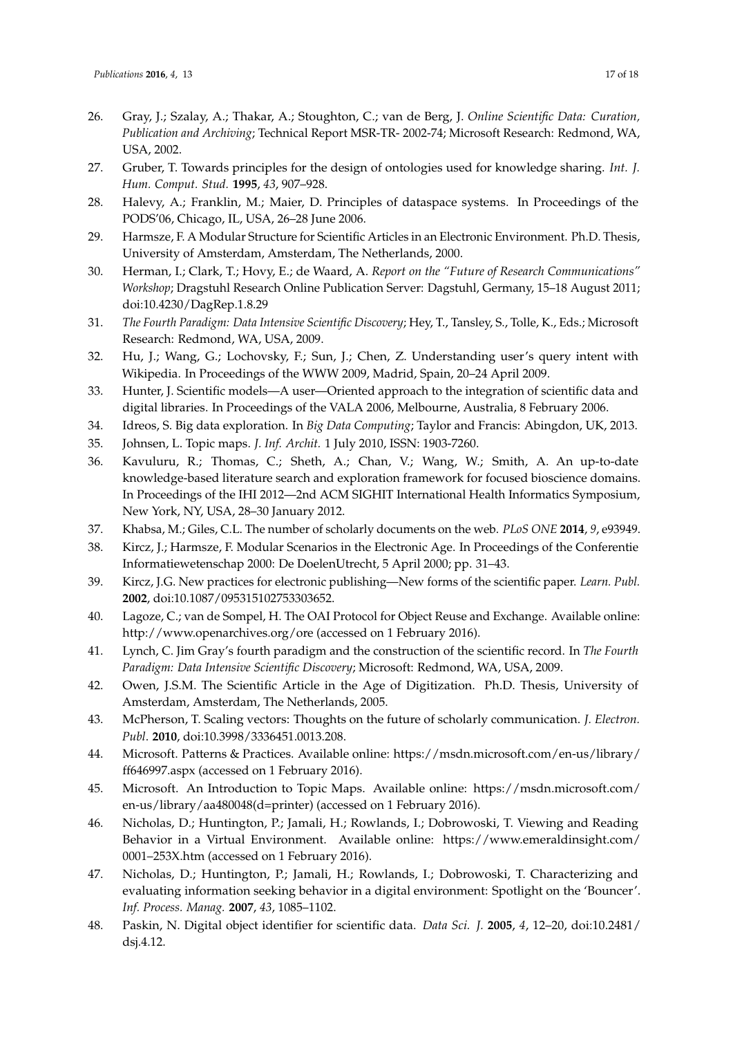26. Gray, J.; Szalay, A.; Thakar, A.; Stoughton, C.; van de Berg, J. *Online Scientific Data: Curation, Publication and Archiving*; Technical Report MSR-TR- 2002-74; Microsoft Research: Redmond, WA, USA, 2002.
27. Gruber, T. Towards principles for the design of ontologies used for knowledge sharing. *Int. J. Hum. Comput. Stud.* **1995**, *43*, 907–928.
28. Halevy, A.; Franklin, M.; Maier, D. Principles of dataspace systems. In Proceedings of the PODS'06, Chicago, IL, USA, 26–28 June 2006.
29. Harmsze, F. A Modular Structure for Scientific Articles in an Electronic Environment. Ph.D. Thesis, University of Amsterdam, Amsterdam, The Netherlands, 2000.
30. Herman, I.; Clark, T.; Hovy, E.; de Waard, A. *Report on the "Future of Research Communications" Workshop*; Dragstuhl Research Online Publication Server: Dagstuhl, Germany, 15–18 August 2011; doi:10.4230/DagRep.1.8.29
31. *The Fourth Paradigm: Data Intensive Scientific Discovery*; Hey, T., Tansley, S., Tolle, K., Eds.; Microsoft Research: Redmond, WA, USA, 2009.
32. Hu, J.; Wang, G.; Lochovsky, F.; Sun, J.; Chen, Z. Understanding user's query intent with Wikipedia. In Proceedings of the WWW 2009, Madrid, Spain, 20–24 April 2009.
33. Hunter, J. Scientific models—A user—Oriented approach to the integration of scientific data and digital libraries. In Proceedings of the VALA 2006, Melbourne, Australia, 8 February 2006.
34. Idreos, S. Big data exploration. In *Big Data Computing*; Taylor and Francis: Abingdon, UK, 2013.
35. Johnsen, L. Topic maps. *J. Inf. Archit.* 1 July 2010, ISSN: 1903-7260.
36. Kavuluru, R.; Thomas, C.; Sheth, A.; Chan, V.; Wang, W.; Smith, A. An up-to-date knowledge-based literature search and exploration framework for focused bioscience domains. In Proceedings of the IHI 2012—2nd ACM SIGHIT International Health Informatics Symposium, New York, NY, USA, 28–30 January 2012.
37. Khabsa, M.; Giles, C.L. The number of scholarly documents on the web. *PLoS ONE* **2014**, *9*, e93949.
38. Kircz, J.; Harmsze, F. Modular Scenarios in the Electronic Age. In Proceedings of the Conferentie Informatiewetenschap 2000: De DoelenUtrecht, 5 April 2000; pp. 31–43.
39. Kircz, J.G. New practices for electronic publishing—New forms of the scientific paper. *Learn. Publ.* **2002**, doi:10.1087/095315102753303652.
40. Lagoze, C.; van de Sompel, H. The OAI Protocol for Object Reuse and Exchange. Available online: http://www.openarchives.org/ore (accessed on 1 February 2016).
41. Lynch, C. Jim Gray's fourth paradigm and the construction of the scientific record. In *The Fourth Paradigm: Data Intensive Scientific Discovery*; Microsoft: Redmond, WA, USA, 2009.
42. Owen, J.S.M. The Scientific Article in the Age of Digitization. Ph.D. Thesis, University of Amsterdam, Amsterdam, The Netherlands, 2005.
43. McPherson, T. Scaling vectors: Thoughts on the future of scholarly communication. *J. Electron. Publ*. **2010**, doi:10.3998/3336451.0013.208.
44. Microsoft. Patterns & Practices. Available online: https://msdn.microsoft.com/en-us/library/ff646997.aspx (accessed on 1 February 2016).
45. Microsoft. An Introduction to Topic Maps. Available online: https://msdn.microsoft.com/en-us/library/aa480048(d=printer) (accessed on 1 February 2016).
46. Nicholas, D.; Huntington, P.; Jamali, H.; Rowlands, I.; Dobrowoski, T. Viewing and Reading Behavior in a Virtual Environment. Available online: https://www.emeraldinsight.com/0001–253X.htm (accessed on 1 February 2016).
47. Nicholas, D.; Huntington, P.; Jamali, H.; Rowlands, I.; Dobrowoski, T. Characterizing and evaluating information seeking behavior in a digital environment: Spotlight on the 'Bouncer'. *Inf. Process. Manag.* **2007**, *43*, 1085–1102.
48. Paskin, N. Digital object identifier for scientific data. *Data Sci. J.* **2005**, *4*, 12–20, doi:10.2481/dsj.4.12.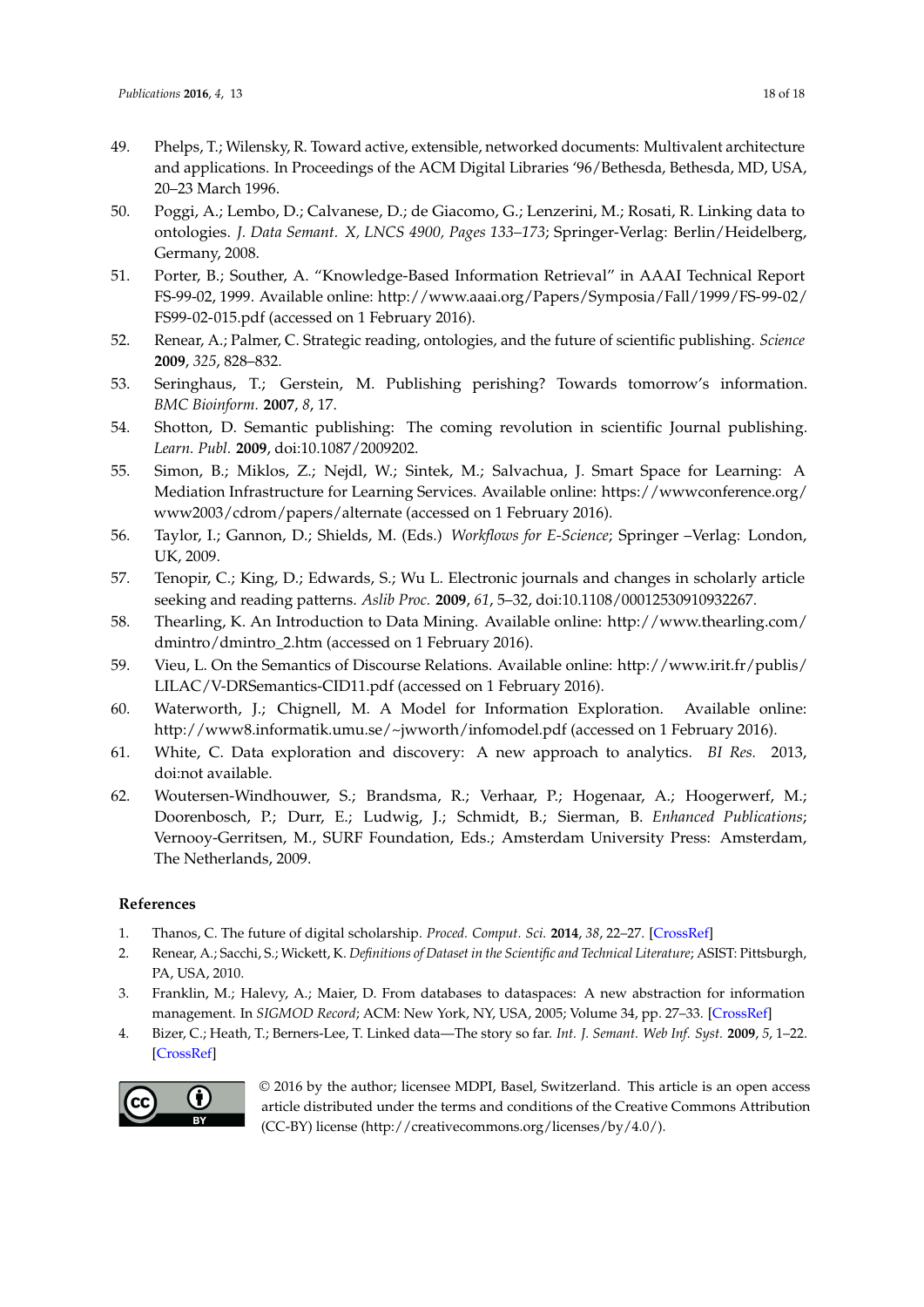49. Phelps, T.; Wilensky, R. Toward active, extensible, networked documents: Multivalent architecture and applications. In Proceedings of the ACM Digital Libraries '96/Bethesda, Bethesda, MD, USA, 20–23 March 1996.
50. Poggi, A.; Lembo, D.; Calvanese, D.; de Giacomo, G.; Lenzerini, M.; Rosati, R. Linking data to ontologies. *J. Data Semant. X, LNCS 4900, Pages 133–173*; Springer-Verlag: Berlin/Heidelberg, Germany, 2008.
51. Porter, B.; Souther, A. "Knowledge-Based Information Retrieval" in AAAI Technical Report FS-99-02, 1999. Available online: http://www.aaai.org/Papers/Symposia/Fall/1999/FS-99-02/FS99-02-015.pdf (accessed on 1 February 2016).
52. Renear, A.; Palmer, C. Strategic reading, ontologies, and the future of scientific publishing. *Science* **2009**, *325*, 828–832.
53. Seringhaus, T.; Gerstein, M. Publishing perishing? Towards tomorrow's information. *BMC Bioinform.* **2007**, *8*, 17.
54. Shotton, D. Semantic publishing: The coming revolution in scientific Journal publishing. *Learn. Publ.* **2009**, doi:10.1087/2009202.
55. Simon, B.; Miklos, Z.; Nejdl, W.; Sintek, M.; Salvachua, J. Smart Space for Learning: A Mediation Infrastructure for Learning Services. Available online: https://wwwconference.org/www2003/cdrom/papers/alternate (accessed on 1 February 2016).
56. Taylor, I.; Gannon, D.; Shields, M. (Eds.) *Workflows for E-Science*; Springer –Verlag: London, UK, 2009.
57. Tenopir, C.; King, D.; Edwards, S.; Wu L. Electronic journals and changes in scholarly article seeking and reading patterns. *Aslib Proc.* **2009**, *61*, 5–32, doi:10.1108/00012530910932267.
58. Thearling, K. An Introduction to Data Mining. Available online: http://www.thearling.com/dmintro/dmintro_2.htm (accessed on 1 February 2016).
59. Vieu, L. On the Semantics of Discourse Relations. Available online: http://www.irit.fr/publis/LILAC/V-DRSemantics-CID11.pdf (accessed on 1 February 2016).
60. Waterworth, J.; Chignell, M. A Model for Information Exploration. Available online: http://www8.informatik.umu.se/~jwworth/infomodel.pdf (accessed on 1 February 2016).
61. White, C. Data exploration and discovery: A new approach to analytics. *BI Res.* 2013, doi:not available.
62. Woutersen-Windhouwer, S.; Brandsma, R.; Verhaar, P.; Hogenaar, A.; Hoogerwerf, M.; Doorenbosch, P.; Durr, E.; Ludwig, J.; Schmidt, B.; Sierman, B. *Enhanced Publications*; Vernooy-Gerritsen, M., SURF Foundation, Eds.; Amsterdam University Press: Amsterdam, The Netherlands, 2009.

## References

1. Thanos, C. The future of digital scholarship. *Proced. Comput. Sci.* **2014**, *38*, 22–27. [CrossRef]
2. Renear, A.; Sacchi, S.; Wickett, K. *Definitions of Dataset in the Scientific and Technical Literature*; ASIST: Pittsburgh, PA, USA, 2010.
3. Franklin, M.; Halevy, A.; Maier, D. From databases to dataspaces: A new abstraction for information management. In *SIGMOD Record*; ACM: New York, NY, USA, 2005; Volume 34, pp. 27–33. [CrossRef]
4. Bizer, C.; Heath, T.; Berners-Lee, T. Linked data—The story so far. *Int. J. Semant. Web Inf. Syst.* **2009**, *5*, 1–22. [CrossRef]

© 2016 by the author; licensee MDPI, Basel, Switzerland. This article is an open access article distributed under the terms and conditions of the Creative Commons Attribution (CC-BY) license (http://creativecommons.org/licenses/by/4.0/).